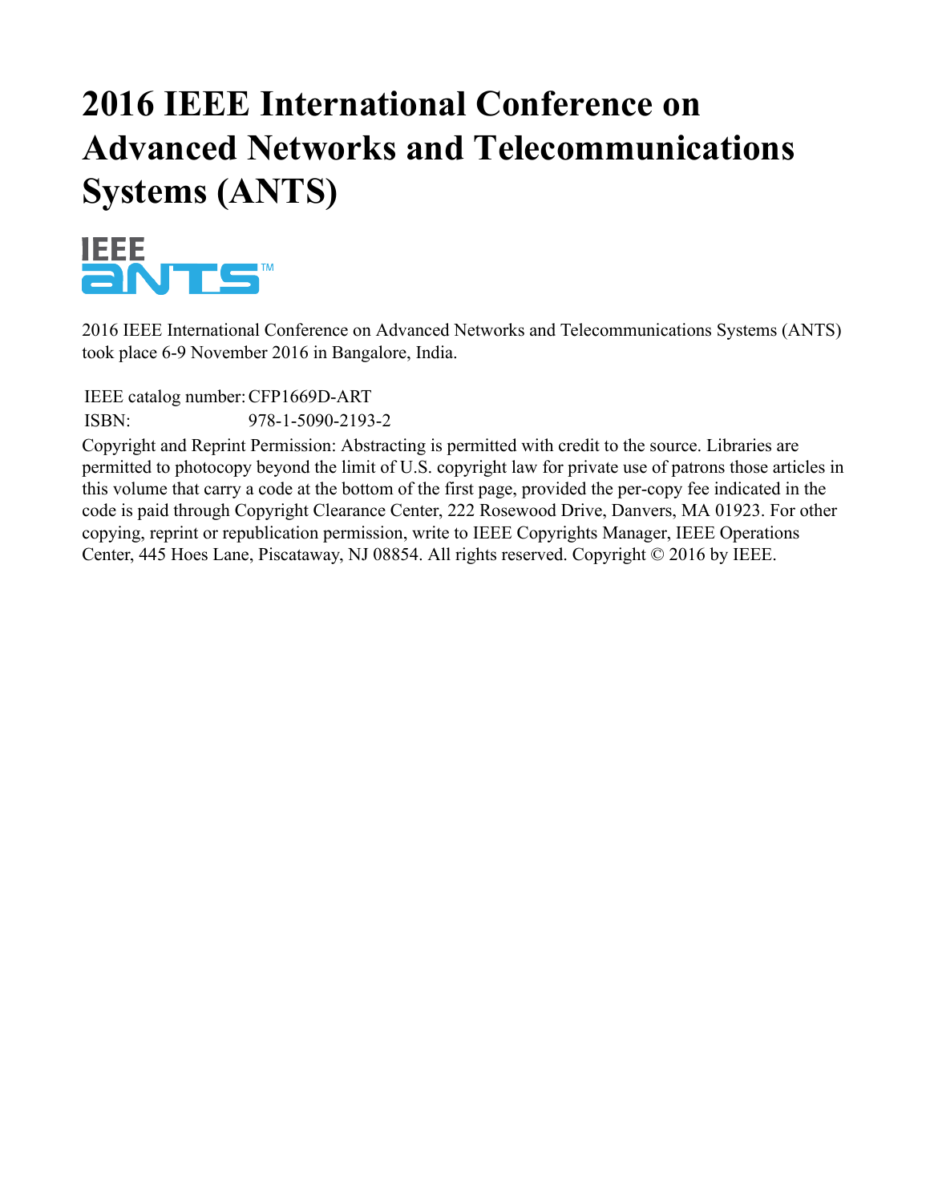# 2016 IEEE International Conference on Advanced Networks and Telecommunications Systems (ANTS)

IEEE ANTS™

2016 IEEE International Conference on Advanced Networks and Telecommunications Systems (ANTS) took place 6-9 November 2016 in Bangalore, India.

| IEEE catalog number: | CFP1669D-ART |
|---|---|
| ISBN: | 978-1-5090-2193-2 |

Copyright and Reprint Permission: Abstracting is permitted with credit to the source. Libraries are permitted to photocopy beyond the limit of U.S. copyright law for private use of patrons those articles in this volume that carry a code at the bottom of the first page, provided the per-copy fee indicated in the code is paid through Copyright Clearance Center, 222 Rosewood Drive, Danvers, MA 01923. For other copying, reprint or republication permission, write to IEEE Copyrights Manager, IEEE Operations Center, 445 Hoes Lane, Piscataway, NJ 08854. All rights reserved. Copyright © 2016 by IEEE.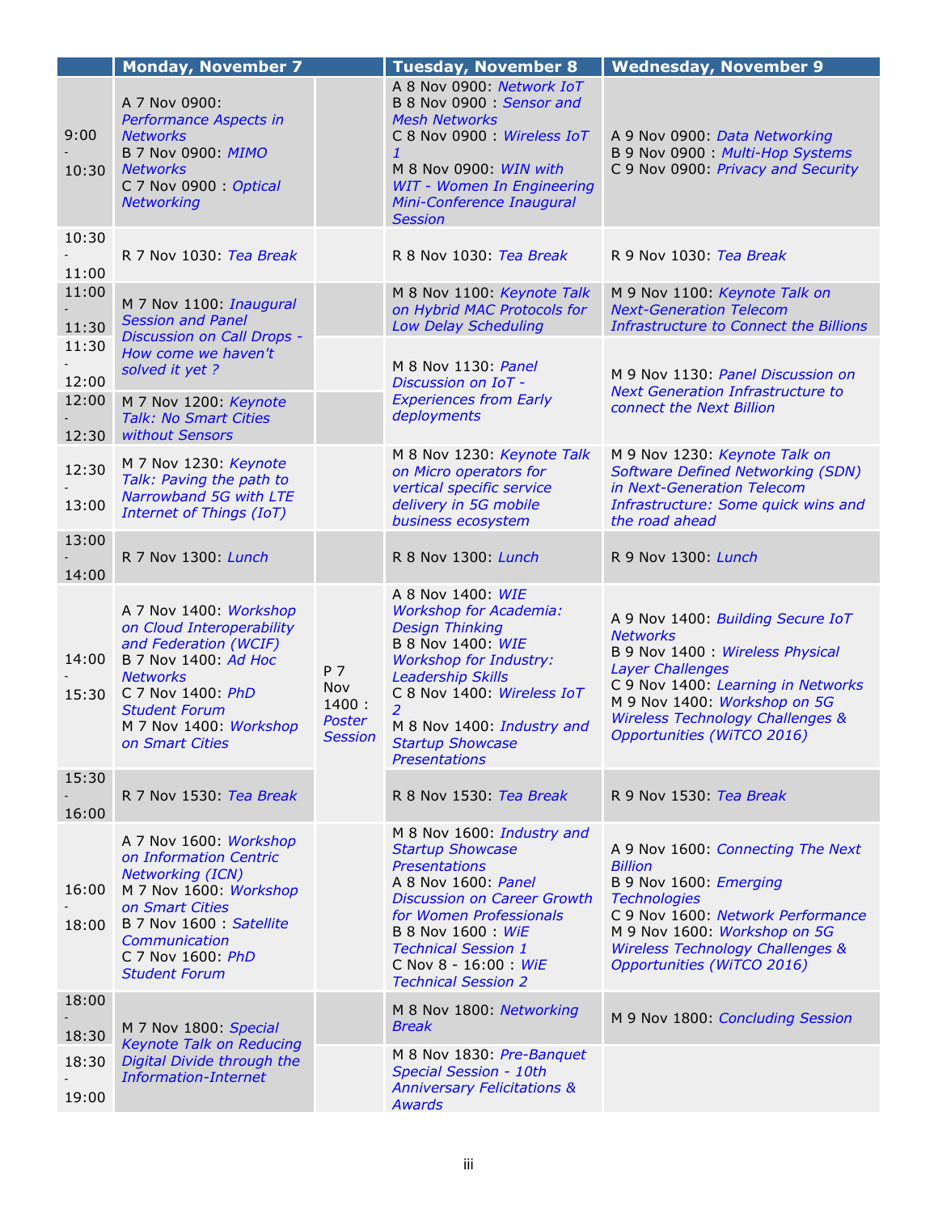| | Monday, November 7 | | Tuesday, November 8 | Wednesday, November 9 |
|---|---|---|---|---|
| 9:00 - 10:30 | A 7 Nov 0900: *Performance Aspects in Networks* B 7 Nov 0900: *MIMO Networks* C 7 Nov 0900 : *Optical Networking* | | A 8 Nov 0900: *Network IoT* B 8 Nov 0900 : *Sensor and Mesh Networks* C 8 Nov 0900 : *Wireless IoT 1* M 8 Nov 0900: *WIN with WIT - Women In Engineering Mini-Conference Inaugural Session* | A 9 Nov 0900: *Data Networking* B 9 Nov 0900 : *Multi-Hop Systems* C 9 Nov 0900: *Privacy and Security* |
| 10:30 - 11:00 | R 7 Nov 1030: *Tea Break* | | R 8 Nov 1030: *Tea Break* | R 9 Nov 1030: *Tea Break* |
| 11:00 - 11:30 | M 7 Nov 1100: *Inaugural Session and Panel Discussion on Call Drops - How come we haven't solved it yet ?* | | M 8 Nov 1100: *Keynote Talk on Hybrid MAC Protocols for Low Delay Scheduling* | M 9 Nov 1100: *Keynote Talk on Next-Generation Telecom Infrastructure to Connect the Billions* |
| 11:30 - 12:00 | | | M 8 Nov 1130: *Panel Discussion on IoT - Experiences from Early deployments* | M 9 Nov 1130: *Panel Discussion on Next Generation Infrastructure to connect the Next Billion* |
| 12:00 - 12:30 | M 7 Nov 1200: *Keynote Talk: No Smart Cities without Sensors* | | | |
| 12:30 - 13:00 | M 7 Nov 1230: *Keynote Talk: Paving the path to Narrowband 5G with LTE Internet of Things (IoT)* | | M 8 Nov 1230: *Keynote Talk on Micro operators for vertical specific service delivery in 5G mobile business ecosystem* | M 9 Nov 1230: *Keynote Talk on Software Defined Networking (SDN) in Next-Generation Telecom Infrastructure: Some quick wins and the road ahead* |
| 13:00 - 14:00 | R 7 Nov 1300: *Lunch* | | R 8 Nov 1300: *Lunch* | R 9 Nov 1300: *Lunch* |
| 14:00 - 15:30 | A 7 Nov 1400: *Workshop on Cloud Interoperability and Federation (WCIF)* B 7 Nov 1400: *Ad Hoc Networks* C 7 Nov 1400: *PhD Student Forum* M 7 Nov 1400: *Workshop on Smart Cities* | P 7 Nov 1400 : *Poster Session* | A 8 Nov 1400: *WIE Workshop for Academia: Design Thinking* B 8 Nov 1400: *WIE Workshop for Industry: Leadership Skills* C 8 Nov 1400: *Wireless IoT 2* M 8 Nov 1400: *Industry and Startup Showcase Presentations* | A 9 Nov 1400: *Building Secure IoT Networks* B 9 Nov 1400 : *Wireless Physical Layer Challenges* C 9 Nov 1400: *Learning in Networks* M 9 Nov 1400: *Workshop on 5G Wireless Technology Challenges & Opportunities (WiTCO 2016)* |
| 15:30 - 16:00 | R 7 Nov 1530: *Tea Break* | | R 8 Nov 1530: *Tea Break* | R 9 Nov 1530: *Tea Break* |
| 16:00 - 18:00 | A 7 Nov 1600: *Workshop on Information Centric Networking (ICN)* M 7 Nov 1600: *Workshop on Smart Cities* B 7 Nov 1600 : *Satellite Communication* C 7 Nov 1600: *PhD Student Forum* | | M 8 Nov 1600: *Industry and Startup Showcase Presentations* A 8 Nov 1600: *Panel Discussion on Career Growth for Women Professionals* B 8 Nov 1600 : *WiE Technical Session 1* C Nov 8 - 16:00 : *WiE Technical Session 2* | A 9 Nov 1600: *Connecting The Next Billion* B 9 Nov 1600: *Emerging Technologies* C 9 Nov 1600: *Network Performance* M 9 Nov 1600: *Workshop on 5G Wireless Technology Challenges & Opportunities (WiTCO 2016)* |
| 18:00 - 18:30 | M 7 Nov 1800: *Special Keynote Talk on Reducing Digital Divide through the Information-Internet* | | M 8 Nov 1800: *Networking Break* | M 9 Nov 1800: *Concluding Session* |
| 18:30 - 19:00 | | | M 8 Nov 1830: *Pre-Banquet Special Session - 10th Anniversary Felicitations & Awards* | |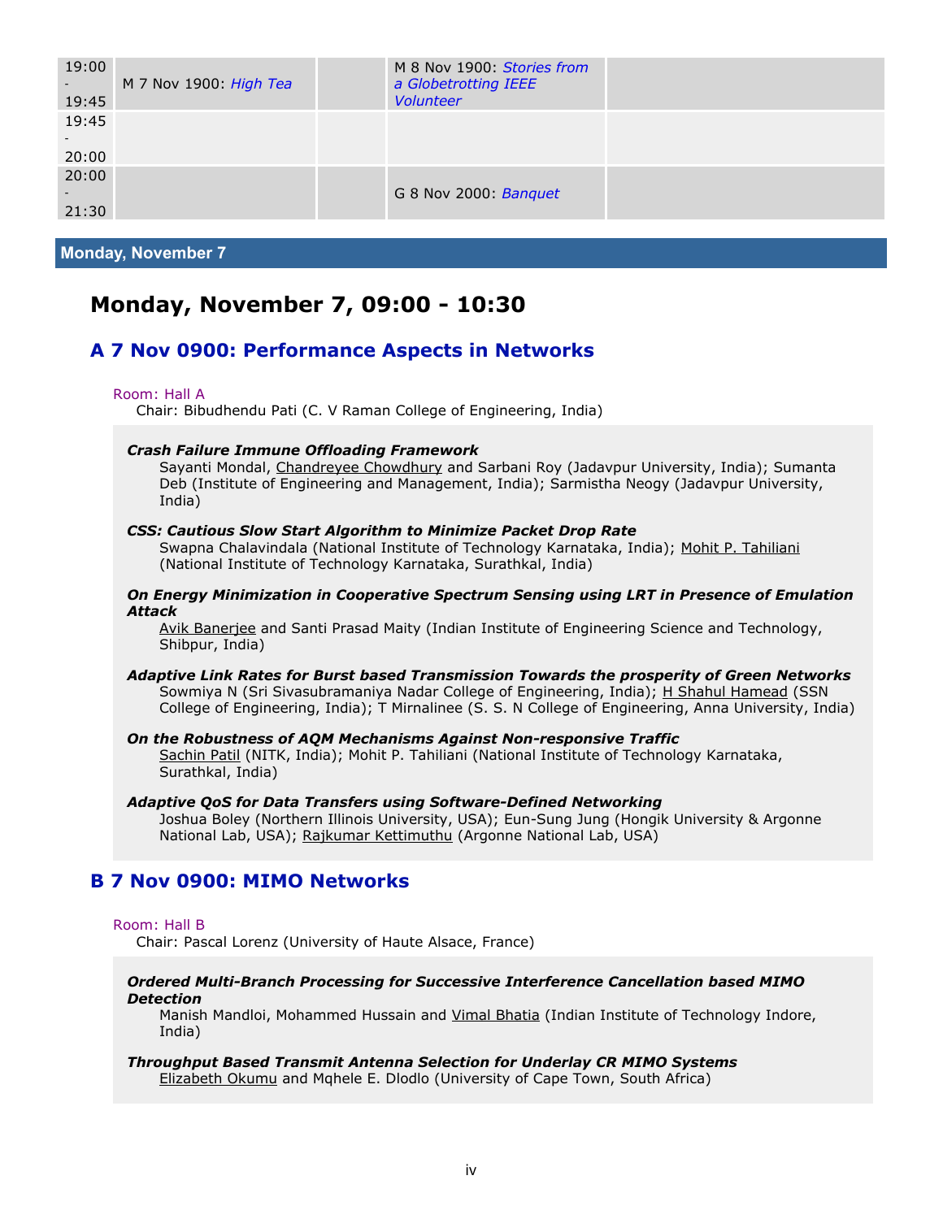| | | | | |
|---|---|---|---|---|
| 19:00 - 19:45 | M 7 Nov 1900: *High Tea* | | M 8 Nov 1900: *Stories from a Globetrotting IEEE Volunteer* | |
| 19:45 - 20:00 | | | | |
| 20:00 - 21:30 | | | G 8 Nov 2000: *Banquet* | |

## Monday, November 7

# Monday, November 7, 09:00 - 10:30

## A 7 Nov 0900: Performance Aspects in Networks

Room: Hall A
Chair: Bibudhendu Pati (C. V Raman College of Engineering, India)

***Crash Failure Immune Offloading Framework***
Sayanti Mondal, Chandreyee Chowdhury and Sarbani Roy (Jadavpur University, India); Sumanta Deb (Institute of Engineering and Management, India); Sarmistha Neogy (Jadavpur University, India)

***CSS: Cautious Slow Start Algorithm to Minimize Packet Drop Rate***
Swapna Chalavindala (National Institute of Technology Karnataka, India); Mohit P. Tahiliani (National Institute of Technology Karnataka, Surathkal, India)

***On Energy Minimization in Cooperative Spectrum Sensing using LRT in Presence of Emulation Attack***
Avik Banerjee and Santi Prasad Maity (Indian Institute of Engineering Science and Technology, Shibpur, India)

***Adaptive Link Rates for Burst based Transmission Towards the prosperity of Green Networks***
Sowmiya N (Sri Sivasubramaniya Nadar College of Engineering, India); H Shahul Hamead (SSN College of Engineering, India); T Mirnalinee (S. S. N College of Engineering, Anna University, India)

***On the Robustness of AQM Mechanisms Against Non-responsive Traffic***
Sachin Patil (NITK, India); Mohit P. Tahiliani (National Institute of Technology Karnataka, Surathkal, India)

***Adaptive QoS for Data Transfers using Software-Defined Networking***
Joshua Boley (Northern Illinois University, USA); Eun-Sung Jung (Hongik University & Argonne National Lab, USA); Rajkumar Kettimuthu (Argonne National Lab, USA)

## B 7 Nov 0900: MIMO Networks

Room: Hall B
Chair: Pascal Lorenz (University of Haute Alsace, France)

***Ordered Multi-Branch Processing for Successive Interference Cancellation based MIMO Detection***
Manish Mandloi, Mohammed Hussain and Vimal Bhatia (Indian Institute of Technology Indore, India)

***Throughput Based Transmit Antenna Selection for Underlay CR MIMO Systems***
Elizabeth Okumu and Mqhele E. Dlodlo (University of Cape Town, South Africa)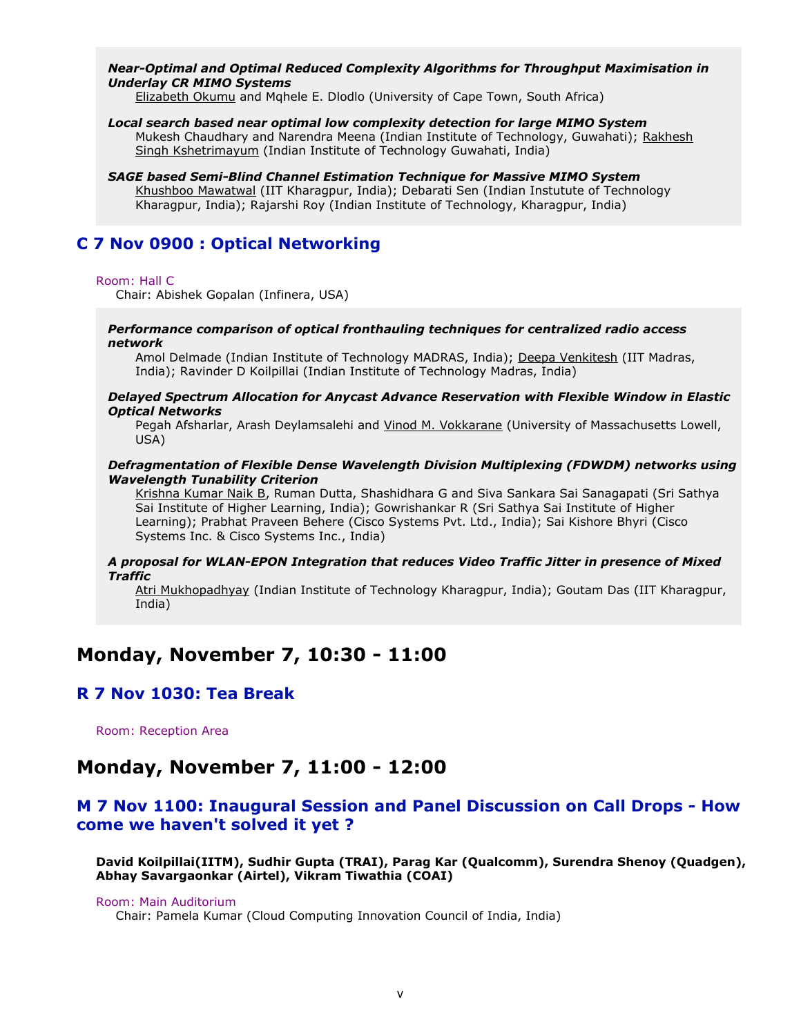***Near-Optimal and Optimal Reduced Complexity Algorithms for Throughput Maximisation in Underlay CR MIMO Systems***
Elizabeth Okumu and Mqhele E. Dlodlo (University of Cape Town, South Africa)

***Local search based near optimal low complexity detection for large MIMO System***
Mukesh Chaudhary and Narendra Meena (Indian Institute of Technology, Guwahati); Rakhesh Singh Kshetrimayum (Indian Institute of Technology Guwahati, India)

***SAGE based Semi-Blind Channel Estimation Technique for Massive MIMO System***
Khushboo Mawatwal (IIT Kharagpur, India); Debarati Sen (Indian Instutute of Technology Kharagpur, India); Rajarshi Roy (Indian Institute of Technology, Kharagpur, India)

### C 7 Nov 0900 : Optical Networking

Room: Hall C
Chair: Abishek Gopalan (Infinera, USA)

***Performance comparison of optical fronthauling techniques for centralized radio access network***
Amol Delmade (Indian Institute of Technology MADRAS, India); Deepa Venkitesh (IIT Madras, India); Ravinder D Koilpillai (Indian Institute of Technology Madras, India)

***Delayed Spectrum Allocation for Anycast Advance Reservation with Flexible Window in Elastic Optical Networks***
Pegah Afsharlar, Arash Deylamsalehi and Vinod M. Vokkarane (University of Massachusetts Lowell, USA)

***Defragmentation of Flexible Dense Wavelength Division Multiplexing (FDWDM) networks using Wavelength Tunability Criterion***
Krishna Kumar Naik B, Ruman Dutta, Shashidhara G and Siva Sankara Sai Sanagapati (Sri Sathya Sai Institute of Higher Learning, India); Gowrishankar R (Sri Sathya Sai Institute of Higher Learning); Prabhat Praveen Behere (Cisco Systems Pvt. Ltd., India); Sai Kishore Bhyri (Cisco Systems Inc. & Cisco Systems Inc., India)

***A proposal for WLAN-EPON Integration that reduces Video Traffic Jitter in presence of Mixed Traffic***
Atri Mukhopadhyay (Indian Institute of Technology Kharagpur, India); Goutam Das (IIT Kharagpur, India)

## Monday, November 7, 10:30 - 11:00

### R 7 Nov 1030: Tea Break

Room: Reception Area

## Monday, November 7, 11:00 - 12:00

### M 7 Nov 1100: Inaugural Session and Panel Discussion on Call Drops - How come we haven't solved it yet ?

**David Koilpillai(IITM), Sudhir Gupta (TRAI), Parag Kar (Qualcomm), Surendra Shenoy (Quadgen), Abhay Savargaonkar (Airtel), Vikram Tiwathia (COAI)**

Room: Main Auditorium
Chair: Pamela Kumar (Cloud Computing Innovation Council of India, India)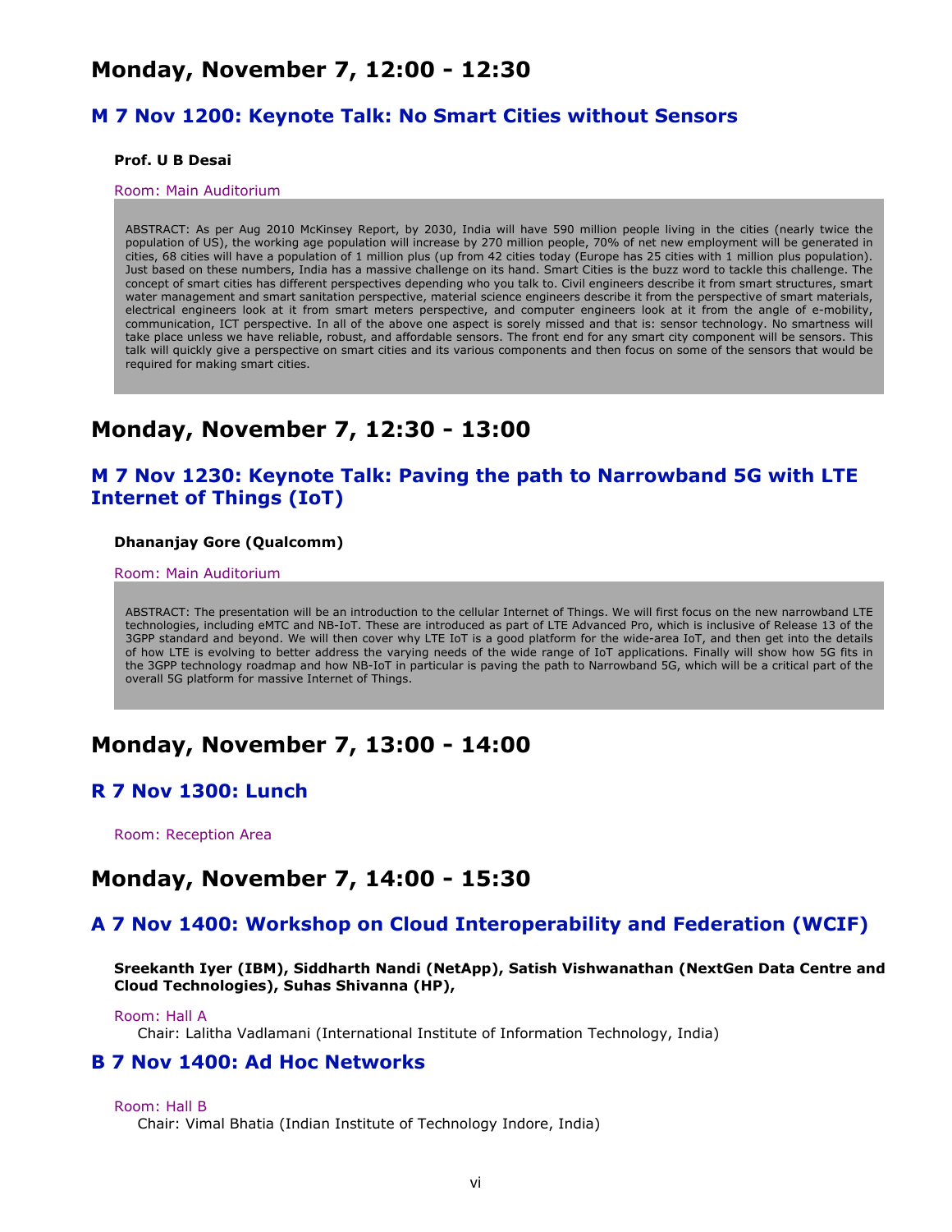# Monday, November 7, 12:00 - 12:30

## M 7 Nov 1200: Keynote Talk: No Smart Cities without Sensors

**Prof. U B Desai**

Room: Main Auditorium

ABSTRACT: As per Aug 2010 McKinsey Report, by 2030, India will have 590 million people living in the cities (nearly twice the population of US), the working age population will increase by 270 million people, 70% of net new employment will be generated in cities, 68 cities will have a population of 1 million plus (up from 42 cities today (Europe has 25 cities with 1 million plus population). Just based on these numbers, India has a massive challenge on its hand. Smart Cities is the buzz word to tackle this challenge. The concept of smart cities has different perspectives depending who you talk to. Civil engineers describe it from smart structures, smart water management and smart sanitation perspective, material science engineers describe it from the perspective of smart materials, electrical engineers look at it from smart meters perspective, and computer engineers look at it from the angle of e-mobility, communication, ICT perspective. In all of the above one aspect is sorely missed and that is: sensor technology. No smartness will take place unless we have reliable, robust, and affordable sensors. The front end for any smart city component will be sensors. This talk will quickly give a perspective on smart cities and its various components and then focus on some of the sensors that would be required for making smart cities.

# Monday, November 7, 12:30 - 13:00

## M 7 Nov 1230: Keynote Talk: Paving the path to Narrowband 5G with LTE Internet of Things (IoT)

**Dhananjay Gore (Qualcomm)**

Room: Main Auditorium

ABSTRACT: The presentation will be an introduction to the cellular Internet of Things. We will first focus on the new narrowband LTE technologies, including eMTC and NB-IoT. These are introduced as part of LTE Advanced Pro, which is inclusive of Release 13 of the 3GPP standard and beyond. We will then cover why LTE IoT is a good platform for the wide-area IoT, and then get into the details of how LTE is evolving to better address the varying needs of the wide range of IoT applications. Finally will show how 5G fits in the 3GPP technology roadmap and how NB-IoT in particular is paving the path to Narrowband 5G, which will be a critical part of the overall 5G platform for massive Internet of Things.

# Monday, November 7, 13:00 - 14:00

## R 7 Nov 1300: Lunch

Room: Reception Area

# Monday, November 7, 14:00 - 15:30

## A 7 Nov 1400: Workshop on Cloud Interoperability and Federation (WCIF)

**Sreekanth Iyer (IBM), Siddharth Nandi (NetApp), Satish Vishwanathan (NextGen Data Centre and Cloud Technologies), Suhas Shivanna (HP),**

Room: Hall A
Chair: Lalitha Vadlamani (International Institute of Information Technology, India)

## B 7 Nov 1400: Ad Hoc Networks

Room: Hall B
Chair: Vimal Bhatia (Indian Institute of Technology Indore, India)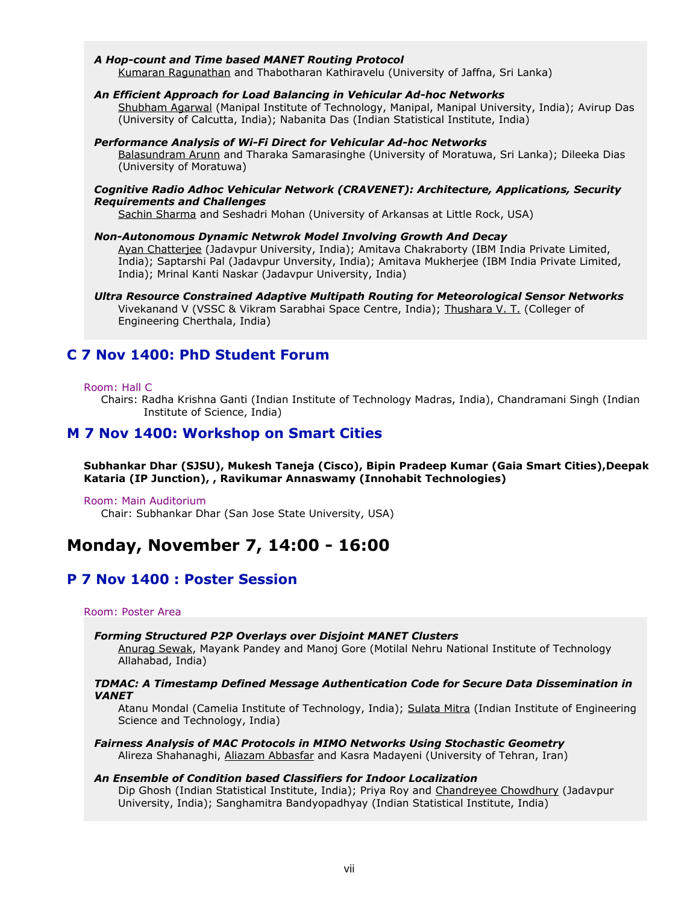***A Hop-count and Time based MANET Routing Protocol***
Kumaran Ragunathan and Thabotharan Kathiravelu (University of Jaffna, Sri Lanka)

***An Efficient Approach for Load Balancing in Vehicular Ad-hoc Networks***
Shubham Agarwal (Manipal Institute of Technology, Manipal, Manipal University, India); Avirup Das (University of Calcutta, India); Nabanita Das (Indian Statistical Institute, India)

***Performance Analysis of Wi-Fi Direct for Vehicular Ad-hoc Networks***
Balasundram Arunn and Tharaka Samarasinghe (University of Moratuwa, Sri Lanka); Dileeka Dias (University of Moratuwa)

***Cognitive Radio Adhoc Vehicular Network (CRAVENET): Architecture, Applications, Security Requirements and Challenges***
Sachin Sharma and Seshadri Mohan (University of Arkansas at Little Rock, USA)

***Non-Autonomous Dynamic Netwrok Model Involving Growth And Decay***
Ayan Chatterjee (Jadavpur University, India); Amitava Chakraborty (IBM India Private Limited, India); Saptarshi Pal (Jadavpur Unversity, India); Amitava Mukherjee (IBM India Private Limited, India); Mrinal Kanti Naskar (Jadavpur University, India)

***Ultra Resource Constrained Adaptive Multipath Routing for Meteorological Sensor Networks***
Vivekanand V (VSSC & Vikram Sarabhai Space Centre, India); Thushara V. T. (Colleger of Engineering Cherthala, India)

## C 7 Nov 1400: PhD Student Forum

Room: Hall C
Chairs: Radha Krishna Ganti (Indian Institute of Technology Madras, India), Chandramani Singh (Indian Institute of Science, India)

## M 7 Nov 1400: Workshop on Smart Cities

**Subhankar Dhar (SJSU), Mukesh Taneja (Cisco), Bipin Pradeep Kumar (Gaia Smart Cities),Deepak Kataria (IP Junction), , Ravikumar Annaswamy (Innohabit Technologies)**

Room: Main Auditorium
Chair: Subhankar Dhar (San Jose State University, USA)

# Monday, November 7, 14:00 - 16:00

## P 7 Nov 1400 : Poster Session

Room: Poster Area

***Forming Structured P2P Overlays over Disjoint MANET Clusters***
Anurag Sewak, Mayank Pandey and Manoj Gore (Motilal Nehru National Institute of Technology Allahabad, India)

***TDMAC: A Timestamp Defined Message Authentication Code for Secure Data Dissemination in VANET***
Atanu Mondal (Camelia Institute of Technology, India); Sulata Mitra (Indian Institute of Engineering Science and Technology, India)

***Fairness Analysis of MAC Protocols in MIMO Networks Using Stochastic Geometry***
Alireza Shahanaghi, Aliazam Abbasfar and Kasra Madayeni (University of Tehran, Iran)

***An Ensemble of Condition based Classifiers for Indoor Localization***
Dip Ghosh (Indian Statistical Institute, India); Priya Roy and Chandreyee Chowdhury (Jadavpur University, India); Sanghamitra Bandyopadhyay (Indian Statistical Institute, India)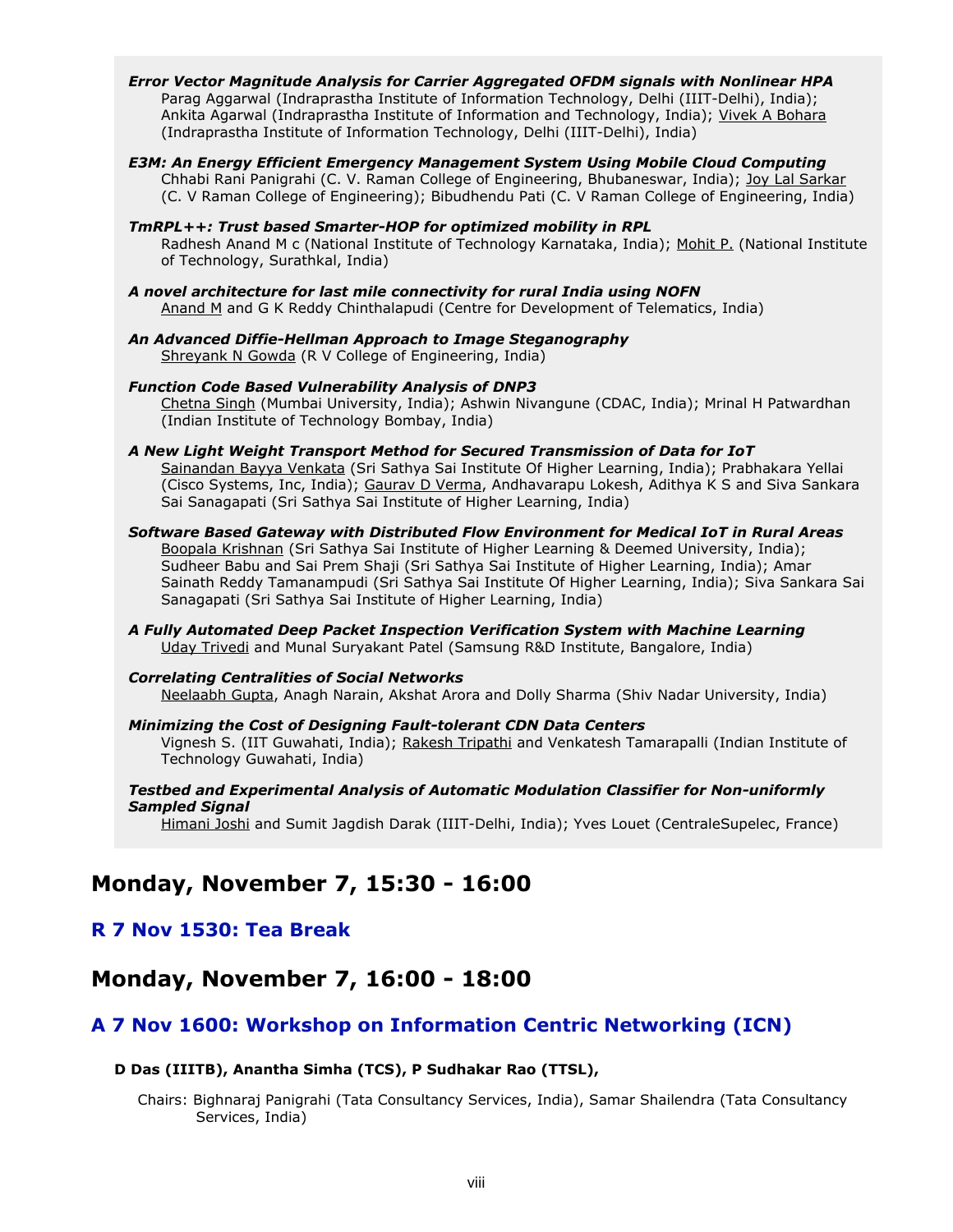***Error Vector Magnitude Analysis for Carrier Aggregated OFDM signals with Nonlinear HPA***
Parag Aggarwal (Indraprastha Institute of Information Technology, Delhi (IIIT-Delhi), India); Ankita Agarwal (Indraprastha Institute of Information and Technology, India); Vivek A Bohara (Indraprastha Institute of Information Technology, Delhi (IIIT-Delhi), India)

***E3M: An Energy Efficient Emergency Management System Using Mobile Cloud Computing***
Chhabi Rani Panigrahi (C. V. Raman College of Engineering, Bhubaneswar, India); Joy Lal Sarkar (C. V Raman College of Engineering); Bibudhendu Pati (C. V Raman College of Engineering, India)

***TmRPL++: Trust based Smarter-HOP for optimized mobility in RPL***
Radhesh Anand M c (National Institute of Technology Karnataka, India); Mohit P. (National Institute of Technology, Surathkal, India)

***A novel architecture for last mile connectivity for rural India using NOFN***
Anand M and G K Reddy Chinthalapudi (Centre for Development of Telematics, India)

***An Advanced Diffie-Hellman Approach to Image Steganography***
Shreyank N Gowda (R V College of Engineering, India)

***Function Code Based Vulnerability Analysis of DNP3***
Chetna Singh (Mumbai University, India); Ashwin Nivangune (CDAC, India); Mrinal H Patwardhan (Indian Institute of Technology Bombay, India)

***A New Light Weight Transport Method for Secured Transmission of Data for IoT***
Sainandan Bayya Venkata (Sri Sathya Sai Institute Of Higher Learning, India); Prabhakara Yellai (Cisco Systems, Inc, India); Gaurav D Verma, Andhavarapu Lokesh, Adithya K S and Siva Sankara Sai Sanagapati (Sri Sathya Sai Institute of Higher Learning, India)

***Software Based Gateway with Distributed Flow Environment for Medical IoT in Rural Areas***
Boopala Krishnan (Sri Sathya Sai Institute of Higher Learning & Deemed University, India); Sudheer Babu and Sai Prem Shaji (Sri Sathya Sai Institute of Higher Learning, India); Amar Sainath Reddy Tamanampudi (Sri Sathya Sai Institute Of Higher Learning, India); Siva Sankara Sai Sanagapati (Sri Sathya Sai Institute of Higher Learning, India)

***A Fully Automated Deep Packet Inspection Verification System with Machine Learning***
Uday Trivedi and Munal Suryakant Patel (Samsung R&D Institute, Bangalore, India)

***Correlating Centralities of Social Networks***
Neelaabh Gupta, Anagh Narain, Akshat Arora and Dolly Sharma (Shiv Nadar University, India)

***Minimizing the Cost of Designing Fault-tolerant CDN Data Centers***
Vignesh S. (IIT Guwahati, India); Rakesh Tripathi and Venkatesh Tamarapalli (Indian Institute of Technology Guwahati, India)

***Testbed and Experimental Analysis of Automatic Modulation Classifier for Non-uniformly Sampled Signal***
Himani Joshi and Sumit Jagdish Darak (IIIT-Delhi, India); Yves Louet (CentraleSupelec, France)

# Monday, November 7, 15:30 - 16:00

## R 7 Nov 1530: Tea Break

# Monday, November 7, 16:00 - 18:00

## A 7 Nov 1600: Workshop on Information Centric Networking (ICN)

**D Das (IIITB), Anantha Simha (TCS), P Sudhakar Rao (TTSL),**

Chairs: Bighnaraj Panigrahi (Tata Consultancy Services, India), Samar Shailendra (Tata Consultancy Services, India)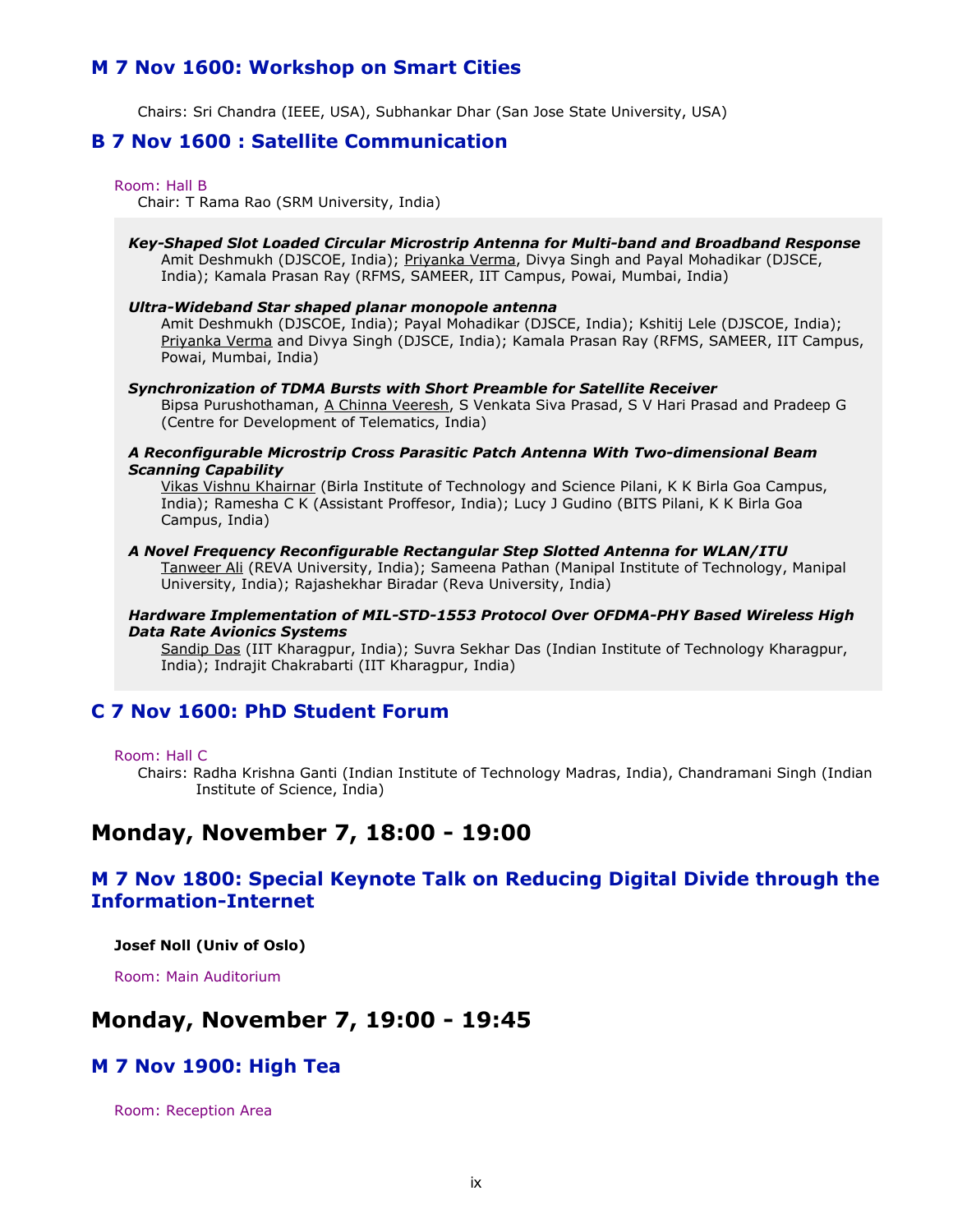## M 7 Nov 1600: Workshop on Smart Cities

Chairs: Sri Chandra (IEEE, USA), Subhankar Dhar (San Jose State University, USA)

## B 7 Nov 1600 : Satellite Communication

Room: Hall B

Chair: T Rama Rao (SRM University, India)

***Key-Shaped Slot Loaded Circular Microstrip Antenna for Multi-band and Broadband Response***
Amit Deshmukh (DJSCOE, India); Priyanka Verma, Divya Singh and Payal Mohadikar (DJSCE, India); Kamala Prasan Ray (RFMS, SAMEER, IIT Campus, Powai, Mumbai, India)

***Ultra-Wideband Star shaped planar monopole antenna***
Amit Deshmukh (DJSCOE, India); Payal Mohadikar (DJSCE, India); Kshitij Lele (DJSCOE, India); Priyanka Verma and Divya Singh (DJSCE, India); Kamala Prasan Ray (RFMS, SAMEER, IIT Campus, Powai, Mumbai, India)

***Synchronization of TDMA Bursts with Short Preamble for Satellite Receiver***
Bipsa Purushothaman, A Chinna Veeresh, S Venkata Siva Prasad, S V Hari Prasad and Pradeep G (Centre for Development of Telematics, India)

***A Reconfigurable Microstrip Cross Parasitic Patch Antenna With Two-dimensional Beam Scanning Capability***
Vikas Vishnu Khairnar (Birla Institute of Technology and Science Pilani, K K Birla Goa Campus, India); Ramesha C K (Assistant Proffesor, India); Lucy J Gudino (BITS Pilani, K K Birla Goa Campus, India)

***A Novel Frequency Reconfigurable Rectangular Step Slotted Antenna for WLAN/ITU***
Tanweer Ali (REVA University, India); Sameena Pathan (Manipal Institute of Technology, Manipal University, India); Rajashekhar Biradar (Reva University, India)

***Hardware Implementation of MIL-STD-1553 Protocol Over OFDMA-PHY Based Wireless High Data Rate Avionics Systems***
Sandip Das (IIT Kharagpur, India); Suvra Sekhar Das (Indian Institute of Technology Kharagpur, India); Indrajit Chakrabarti (IIT Kharagpur, India)

## C 7 Nov 1600: PhD Student Forum

Room: Hall C

Chairs: Radha Krishna Ganti (Indian Institute of Technology Madras, India), Chandramani Singh (Indian Institute of Science, India)

# Monday, November 7, 18:00 - 19:00

## M 7 Nov 1800: Special Keynote Talk on Reducing Digital Divide through the Information-Internet

**Josef Noll (Univ of Oslo)**

Room: Main Auditorium

# Monday, November 7, 19:00 - 19:45

## M 7 Nov 1900: High Tea

Room: Reception Area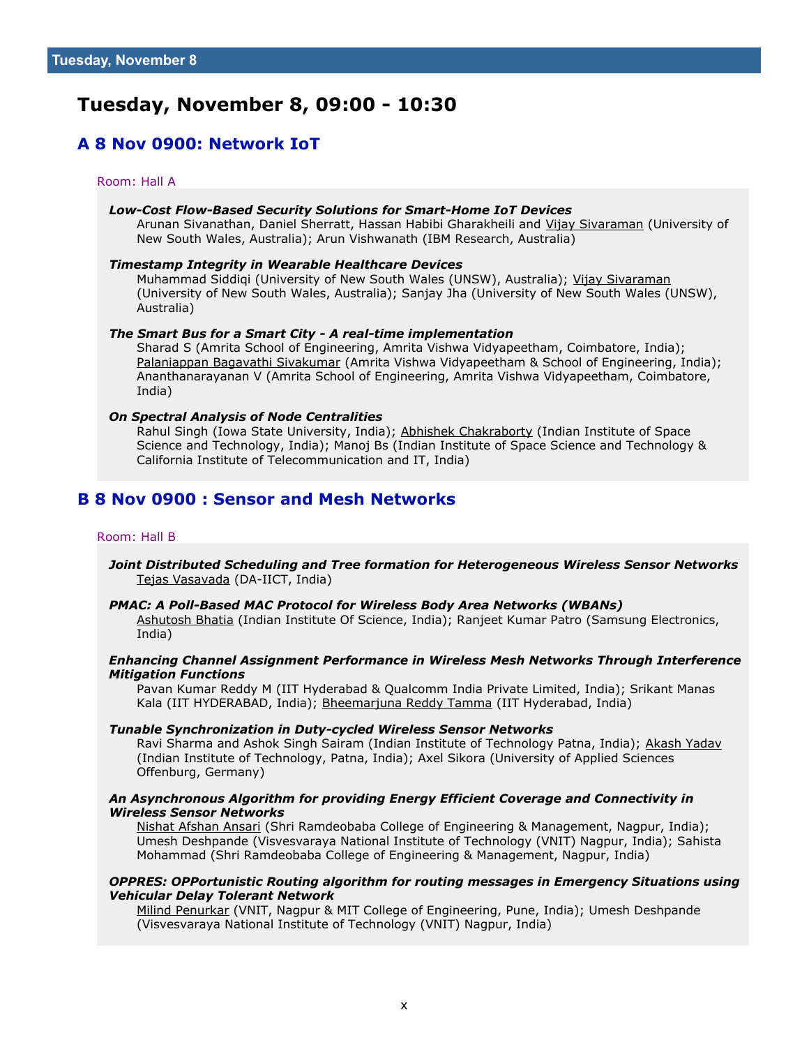## Tuesday, November 8, 09:00 - 10:30

### A 8 Nov 0900: Network IoT

Room: Hall A

***Low-Cost Flow-Based Security Solutions for Smart-Home IoT Devices***
Arunan Sivanathan, Daniel Sherratt, Hassan Habibi Gharakheili and Vijay Sivaraman (University of New South Wales, Australia); Arun Vishwanath (IBM Research, Australia)

***Timestamp Integrity in Wearable Healthcare Devices***
Muhammad Siddiqi (University of New South Wales (UNSW), Australia); Vijay Sivaraman (University of New South Wales, Australia); Sanjay Jha (University of New South Wales (UNSW), Australia)

***The Smart Bus for a Smart City - A real-time implementation***
Sharad S (Amrita School of Engineering, Amrita Vishwa Vidyapeetham, Coimbatore, India); Palaniappan Bagavathi Sivakumar (Amrita Vishwa Vidyapeetham & School of Engineering, India); Ananthanarayanan V (Amrita School of Engineering, Amrita Vishwa Vidyapeetham, Coimbatore, India)

***On Spectral Analysis of Node Centralities***
Rahul Singh (Iowa State University, India); Abhishek Chakraborty (Indian Institute of Space Science and Technology, India); Manoj Bs (Indian Institute of Space Science and Technology & California Institute of Telecommunication and IT, India)

### B 8 Nov 0900 : Sensor and Mesh Networks

Room: Hall B

***Joint Distributed Scheduling and Tree formation for Heterogeneous Wireless Sensor Networks***
Tejas Vasavada (DA-IICT, India)

***PMAC: A Poll-Based MAC Protocol for Wireless Body Area Networks (WBANs)***
Ashutosh Bhatia (Indian Institute Of Science, India); Ranjeet Kumar Patro (Samsung Electronics, India)

***Enhancing Channel Assignment Performance in Wireless Mesh Networks Through Interference Mitigation Functions***
Pavan Kumar Reddy M (IIT Hyderabad & Qualcomm India Private Limited, India); Srikant Manas Kala (IIT HYDERABAD, India); Bheemarjuna Reddy Tamma (IIT Hyderabad, India)

***Tunable Synchronization in Duty-cycled Wireless Sensor Networks***
Ravi Sharma and Ashok Singh Sairam (Indian Institute of Technology Patna, India); Akash Yadav (Indian Institute of Technology, Patna, India); Axel Sikora (University of Applied Sciences Offenburg, Germany)

***An Asynchronous Algorithm for providing Energy Efficient Coverage and Connectivity in Wireless Sensor Networks***
Nishat Afshan Ansari (Shri Ramdeobaba College of Engineering & Management, Nagpur, India); Umesh Deshpande (Visvesvaraya National Institute of Technology (VNIT) Nagpur, India); Sahista Mohammad (Shri Ramdeobaba College of Engineering & Management, Nagpur, India)

***OPPRES: OPPortunistic Routing algorithm for routing messages in Emergency Situations using Vehicular Delay Tolerant Network***
Milind Penurkar (VNIT, Nagpur & MIT College of Engineering, Pune, India); Umesh Deshpande (Visvesvaraya National Institute of Technology (VNIT) Nagpur, India)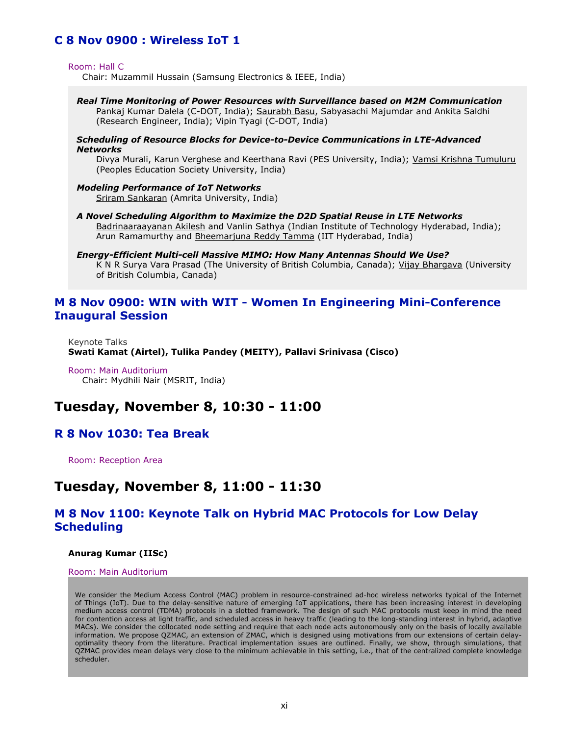## C 8 Nov 0900 : Wireless IoT 1

Room: Hall C
Chair: Muzammil Hussain (Samsung Electronics & IEEE, India)

***Real Time Monitoring of Power Resources with Surveillance based on M2M Communication***
Pankaj Kumar Dalela (C-DOT, India); Saurabh Basu, Sabyasachi Majumdar and Ankita Saldhi (Research Engineer, India); Vipin Tyagi (C-DOT, India)

***Scheduling of Resource Blocks for Device-to-Device Communications in LTE-Advanced Networks***
Divya Murali, Karun Verghese and Keerthana Ravi (PES University, India); Vamsi Krishna Tumuluru (Peoples Education Society University, India)

***Modeling Performance of IoT Networks***
Sriram Sankaran (Amrita University, India)

***A Novel Scheduling Algorithm to Maximize the D2D Spatial Reuse in LTE Networks***
Badrinaaraayanan Akilesh and Vanlin Sathya (Indian Institute of Technology Hyderabad, India); Arun Ramamurthy and Bheemarjuna Reddy Tamma (IIT Hyderabad, India)

***Energy-Efficient Multi-cell Massive MIMO: How Many Antennas Should We Use?***
K N R Surya Vara Prasad (The University of British Columbia, Canada); Vijay Bhargava (University of British Columbia, Canada)

## M 8 Nov 0900: WIN with WIT - Women In Engineering Mini-Conference Inaugural Session

Keynote Talks
**Swati Kamat (Airtel), Tulika Pandey (MEITY), Pallavi Srinivasa (Cisco)**

Room: Main Auditorium
Chair: Mydhili Nair (MSRIT, India)

# Tuesday, November 8, 10:30 - 11:00

## R 8 Nov 1030: Tea Break

Room: Reception Area

# Tuesday, November 8, 11:00 - 11:30

## M 8 Nov 1100: Keynote Talk on Hybrid MAC Protocols for Low Delay Scheduling

**Anurag Kumar (IISc)**

Room: Main Auditorium

We consider the Medium Access Control (MAC) problem in resource-constrained ad-hoc wireless networks typical of the Internet of Things (IoT). Due to the delay-sensitive nature of emerging IoT applications, there has been increasing interest in developing medium access control (TDMA) protocols in a slotted framework. The design of such MAC protocols must keep in mind the need for contention access at light traffic, and scheduled access in heavy traffic (leading to the long-standing interest in hybrid, adaptive MACs). We consider the collocated node setting and require that each node acts autonomously only on the basis of locally available information. We propose QZMAC, an extension of ZMAC, which is designed using motivations from our extensions of certain delay-optimality theory from the literature. Practical implementation issues are outlined. Finally, we show, through simulations, that QZMAC provides mean delays very close to the minimum achievable in this setting, i.e., that of the centralized complete knowledge scheduler.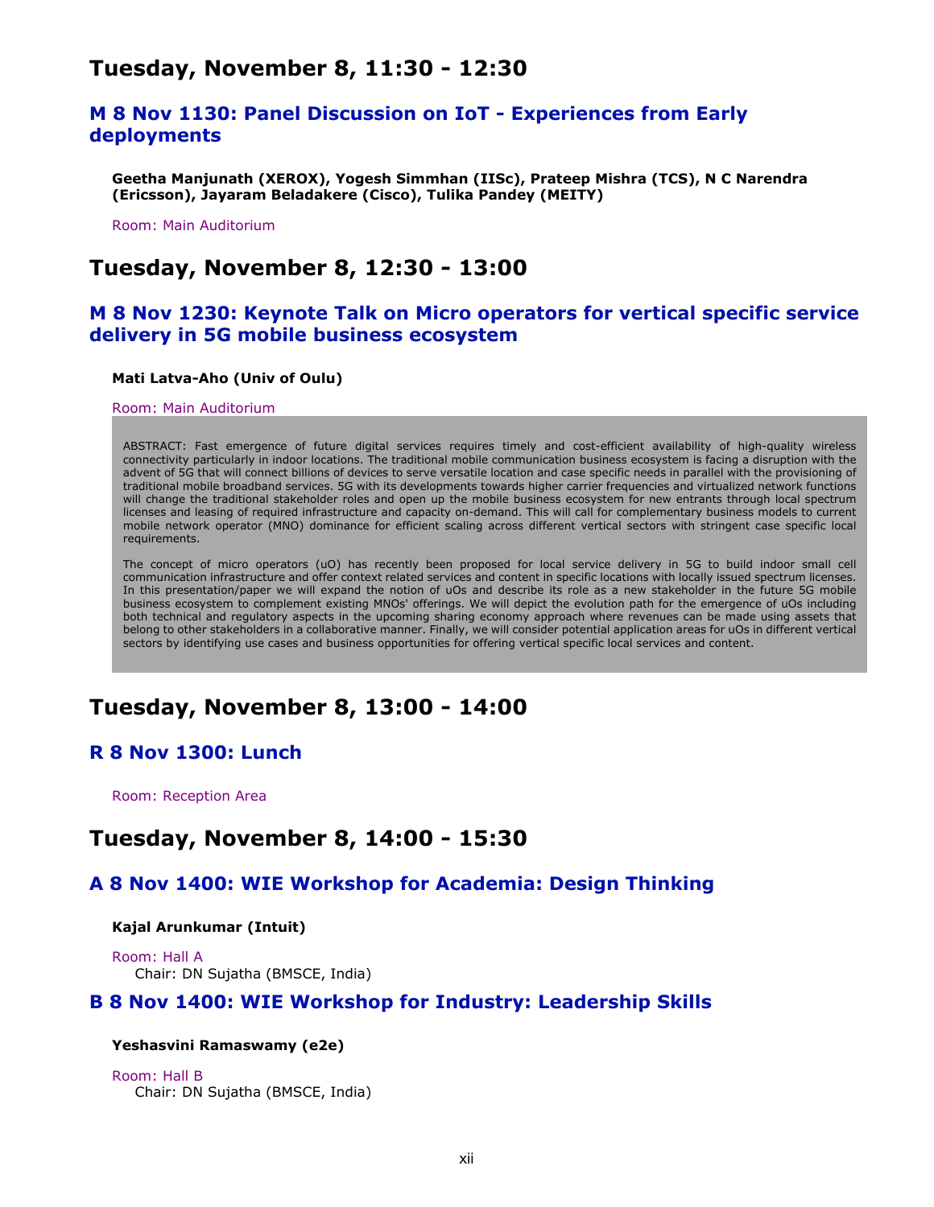## Tuesday, November 8, 11:30 - 12:30

### M 8 Nov 1130: Panel Discussion on IoT - Experiences from Early deployments

**Geetha Manjunath (XEROX), Yogesh Simmhan (IISc), Prateep Mishra (TCS), N C Narendra (Ericsson), Jayaram Beladakere (Cisco), Tulika Pandey (MEITY)**

Room: Main Auditorium

## Tuesday, November 8, 12:30 - 13:00

### M 8 Nov 1230: Keynote Talk on Micro operators for vertical specific service delivery in 5G mobile business ecosystem

**Mati Latva-Aho (Univ of Oulu)**

Room: Main Auditorium

ABSTRACT: Fast emergence of future digital services requires timely and cost-efficient availability of high-quality wireless connectivity particularly in indoor locations. The traditional mobile communication business ecosystem is facing a disruption with the advent of 5G that will connect billions of devices to serve versatile location and case specific needs in parallel with the provisioning of traditional mobile broadband services. 5G with its developments towards higher carrier frequencies and virtualized network functions will change the traditional stakeholder roles and open up the mobile business ecosystem for new entrants through local spectrum licenses and leasing of required infrastructure and capacity on-demand. This will call for complementary business models to current mobile network operator (MNO) dominance for efficient scaling across different vertical sectors with stringent case specific local requirements.

The concept of micro operators (uO) has recently been proposed for local service delivery in 5G to build indoor small cell communication infrastructure and offer context related services and content in specific locations with locally issued spectrum licenses. In this presentation/paper we will expand the notion of uOs and describe its role as a new stakeholder in the future 5G mobile business ecosystem to complement existing MNOs' offerings. We will depict the evolution path for the emergence of uOs including both technical and regulatory aspects in the upcoming sharing economy approach where revenues can be made using assets that belong to other stakeholders in a collaborative manner. Finally, we will consider potential application areas for uOs in different vertical sectors by identifying use cases and business opportunities for offering vertical specific local services and content.

## Tuesday, November 8, 13:00 - 14:00

### R 8 Nov 1300: Lunch

Room: Reception Area

## Tuesday, November 8, 14:00 - 15:30

### A 8 Nov 1400: WIE Workshop for Academia: Design Thinking

**Kajal Arunkumar (Intuit)**

Room: Hall A
Chair: DN Sujatha (BMSCE, India)

### B 8 Nov 1400: WIE Workshop for Industry: Leadership Skills

**Yeshasvini Ramaswamy (e2e)**

Room: Hall B
Chair: DN Sujatha (BMSCE, India)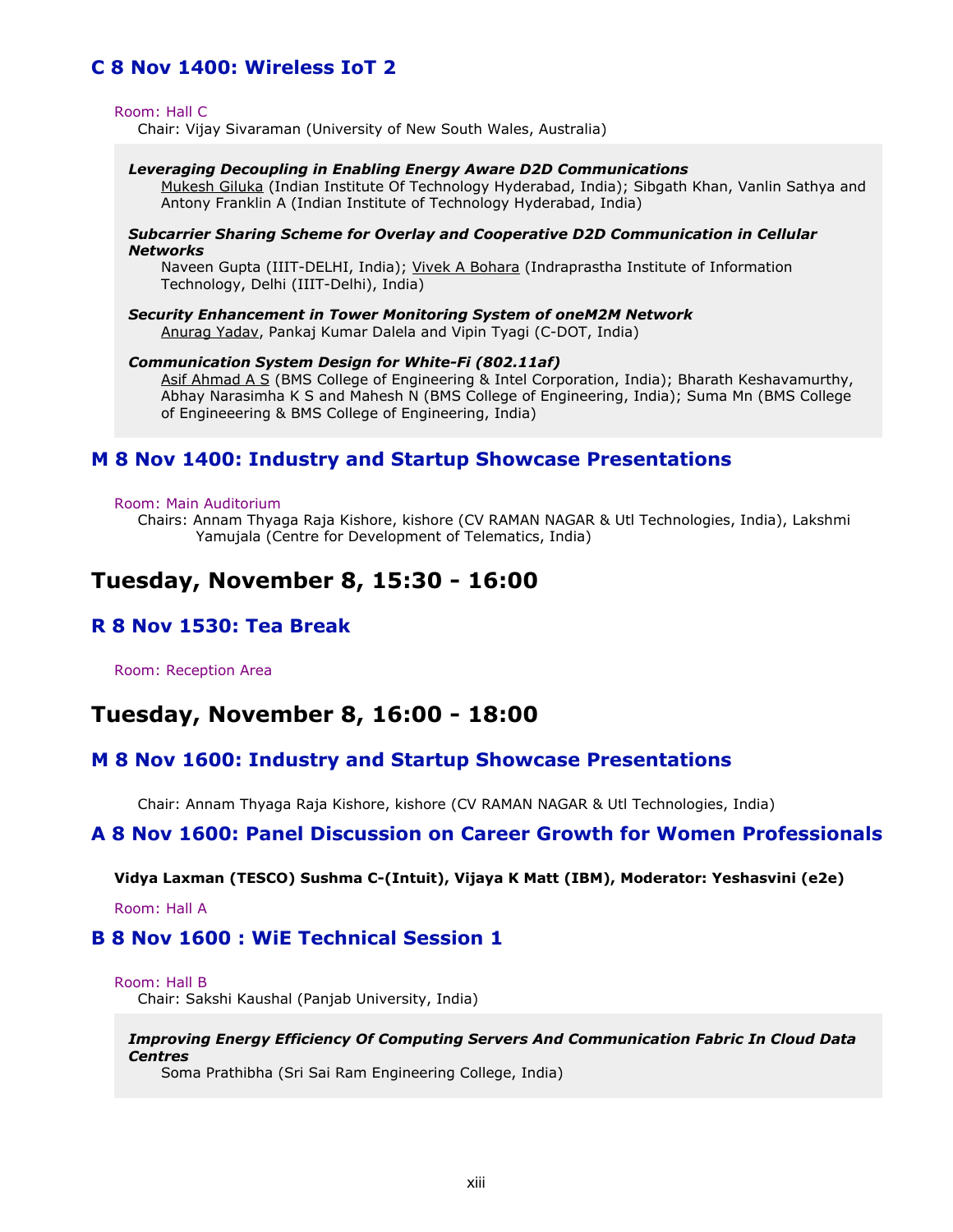## C 8 Nov 1400: Wireless IoT 2

Room: Hall C
Chair: Vijay Sivaraman (University of New South Wales, Australia)

***Leveraging Decoupling in Enabling Energy Aware D2D Communications***
Mukesh Giluka (Indian Institute Of Technology Hyderabad, India); Sibgath Khan, Vanlin Sathya and Antony Franklin A (Indian Institute of Technology Hyderabad, India)

***Subcarrier Sharing Scheme for Overlay and Cooperative D2D Communication in Cellular Networks***
Naveen Gupta (IIIT-DELHI, India); Vivek A Bohara (Indraprastha Institute of Information Technology, Delhi (IIIT-Delhi), India)

***Security Enhancement in Tower Monitoring System of oneM2M Network***
Anurag Yadav, Pankaj Kumar Dalela and Vipin Tyagi (C-DOT, India)

***Communication System Design for White-Fi (802.11af)***
Asif Ahmad A S (BMS College of Engineering & Intel Corporation, India); Bharath Keshavamurthy, Abhay Narasimha K S and Mahesh N (BMS College of Engineering, India); Suma Mn (BMS College of Engineeering & BMS College of Engineering, India)

## M 8 Nov 1400: Industry and Startup Showcase Presentations

Room: Main Auditorium
Chairs: Annam Thyaga Raja Kishore, kishore (CV RAMAN NAGAR & Utl Technologies, India), Lakshmi Yamujala (Centre for Development of Telematics, India)

# Tuesday, November 8, 15:30 - 16:00

## R 8 Nov 1530: Tea Break

Room: Reception Area

# Tuesday, November 8, 16:00 - 18:00

## M 8 Nov 1600: Industry and Startup Showcase Presentations

Chair: Annam Thyaga Raja Kishore, kishore (CV RAMAN NAGAR & Utl Technologies, India)

## A 8 Nov 1600: Panel Discussion on Career Growth for Women Professionals

**Vidya Laxman (TESCO) Sushma C-(Intuit), Vijaya K Matt (IBM), Moderator: Yeshasvini (e2e)**

Room: Hall A

## B 8 Nov 1600 : WiE Technical Session 1

Room: Hall B
Chair: Sakshi Kaushal (Panjab University, India)

***Improving Energy Efficiency Of Computing Servers And Communication Fabric In Cloud Data Centres***
Soma Prathibha (Sri Sai Ram Engineering College, India)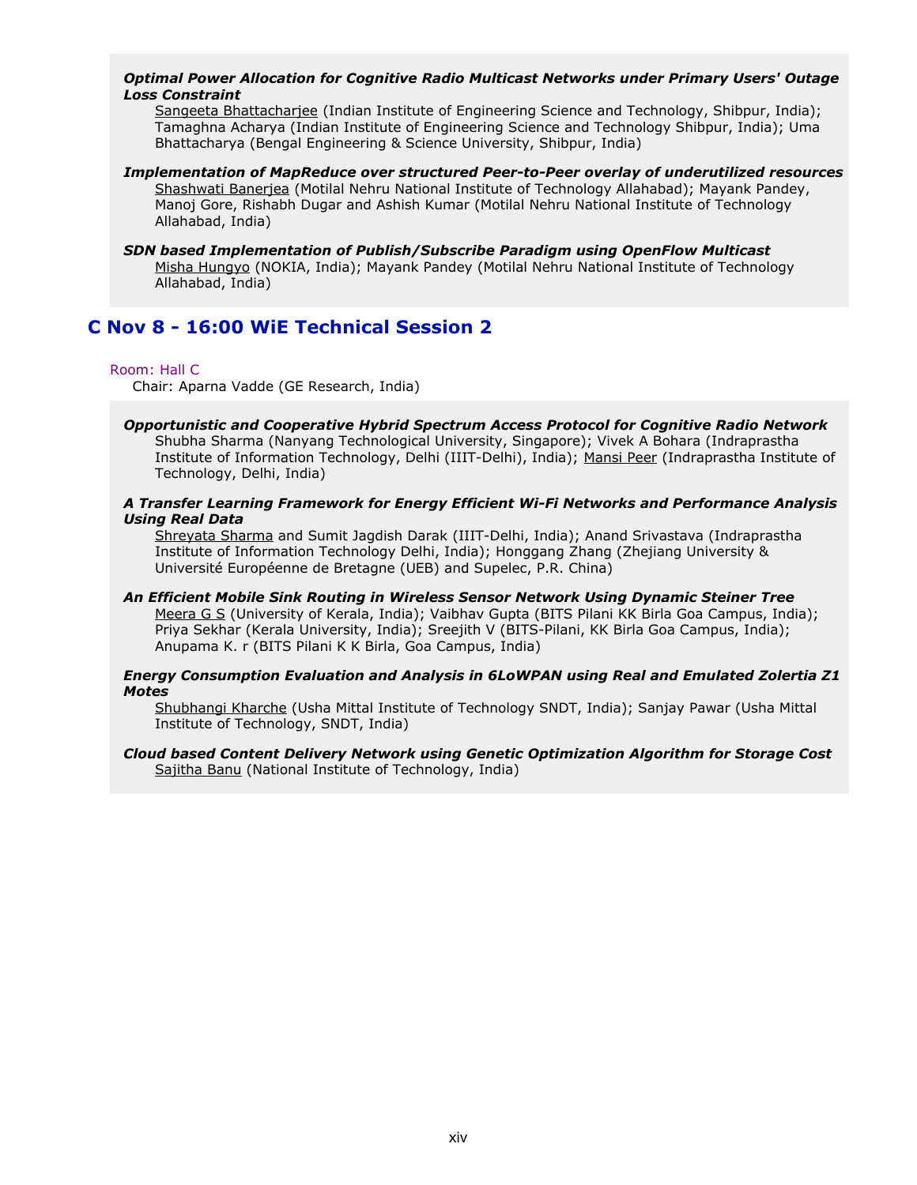***Optimal Power Allocation for Cognitive Radio Multicast Networks under Primary Users' Outage Loss Constraint***

Sangeeta Bhattacharjee (Indian Institute of Engineering Science and Technology, Shibpur, India); Tamaghna Acharya (Indian Institute of Engineering Science and Technology Shibpur, India); Uma Bhattacharya (Bengal Engineering & Science University, Shibpur, India)

***Implementation of MapReduce over structured Peer-to-Peer overlay of underutilized resources***

Shashwati Banerjea (Motilal Nehru National Institute of Technology Allahabad); Mayank Pandey, Manoj Gore, Rishabh Dugar and Ashish Kumar (Motilal Nehru National Institute of Technology Allahabad, India)

***SDN based Implementation of Publish/Subscribe Paradigm using OpenFlow Multicast***

Misha Hungyo (NOKIA, India); Mayank Pandey (Motilal Nehru National Institute of Technology Allahabad, India)

## C Nov 8 - 16:00 WiE Technical Session 2

Room: Hall C

Chair: Aparna Vadde (GE Research, India)

***Opportunistic and Cooperative Hybrid Spectrum Access Protocol for Cognitive Radio Network***

Shubha Sharma (Nanyang Technological University, Singapore); Vivek A Bohara (Indraprastha Institute of Information Technology, Delhi (IIIT-Delhi), India); Mansi Peer (Indraprastha Institute of Technology, Delhi, India)

***A Transfer Learning Framework for Energy Efficient Wi-Fi Networks and Performance Analysis Using Real Data***

Shreyata Sharma and Sumit Jagdish Darak (IIIT-Delhi, India); Anand Srivastava (Indraprastha Institute of Information Technology Delhi, India); Honggang Zhang (Zhejiang University & Université Européenne de Bretagne (UEB) and Supelec, P.R. China)

***An Efficient Mobile Sink Routing in Wireless Sensor Network Using Dynamic Steiner Tree***

Meera G S (University of Kerala, India); Vaibhav Gupta (BITS Pilani KK Birla Goa Campus, India); Priya Sekhar (Kerala University, India); Sreejith V (BITS-Pilani, KK Birla Goa Campus, India); Anupama K. r (BITS Pilani K K Birla, Goa Campus, India)

***Energy Consumption Evaluation and Analysis in 6LoWPAN using Real and Emulated Zolertia Z1 Motes***

Shubhangi Kharche (Usha Mittal Institute of Technology SNDT, India); Sanjay Pawar (Usha Mittal Institute of Technology, SNDT, India)

***Cloud based Content Delivery Network using Genetic Optimization Algorithm for Storage Cost***

Sajitha Banu (National Institute of Technology, India)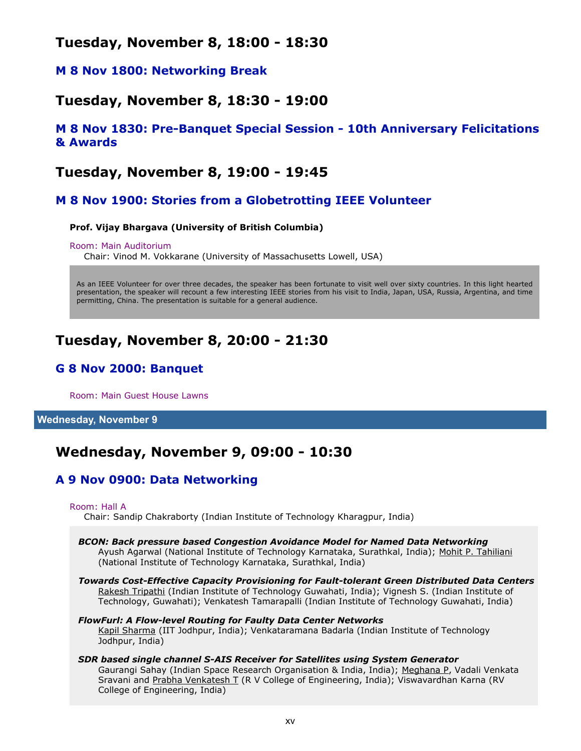## Tuesday, November 8, 18:00 - 18:30

### M 8 Nov 1800: Networking Break

## Tuesday, November 8, 18:30 - 19:00

### M 8 Nov 1830: Pre-Banquet Special Session - 10th Anniversary Felicitations & Awards

## Tuesday, November 8, 19:00 - 19:45

### M 8 Nov 1900: Stories from a Globetrotting IEEE Volunteer

**Prof. Vijay Bhargava (University of British Columbia)**

Room: Main Auditorium
Chair: Vinod M. Vokkarane (University of Massachusetts Lowell, USA)

As an IEEE Volunteer for over three decades, the speaker has been fortunate to visit well over sixty countries. In this light hearted presentation, the speaker will recount a few interesting IEEE stories from his visit to India, Japan, USA, Russia, Argentina, and time permitting, China. The presentation is suitable for a general audience.

## Tuesday, November 8, 20:00 - 21:30

### G 8 Nov 2000: Banquet

Room: Main Guest House Lawns

# Wednesday, November 9

## Wednesday, November 9, 09:00 - 10:30

### A 9 Nov 0900: Data Networking

Room: Hall A
Chair: Sandip Chakraborty (Indian Institute of Technology Kharagpur, India)

***BCON: Back pressure based Congestion Avoidance Model for Named Data Networking***
Ayush Agarwal (National Institute of Technology Karnataka, Surathkal, India); Mohit P. Tahiliani (National Institute of Technology Karnataka, Surathkal, India)

***Towards Cost-Effective Capacity Provisioning for Fault-tolerant Green Distributed Data Centers***
Rakesh Tripathi (Indian Institute of Technology Guwahati, India); Vignesh S. (Indian Institute of Technology, Guwahati); Venkatesh Tamarapalli (Indian Institute of Technology Guwahati, India)

***FlowFurl: A Flow-level Routing for Faulty Data Center Networks***
Kapil Sharma (IIT Jodhpur, India); Venkataramana Badarla (Indian Institute of Technology Jodhpur, India)

***SDR based single channel S-AIS Receiver for Satellites using System Generator***
Gaurangi Sahay (Indian Space Research Organisation & India, India); Meghana P, Vadali Venkata Sravani and Prabha Venkatesh T (R V College of Engineering, India); Viswavardhan Karna (RV College of Engineering, India)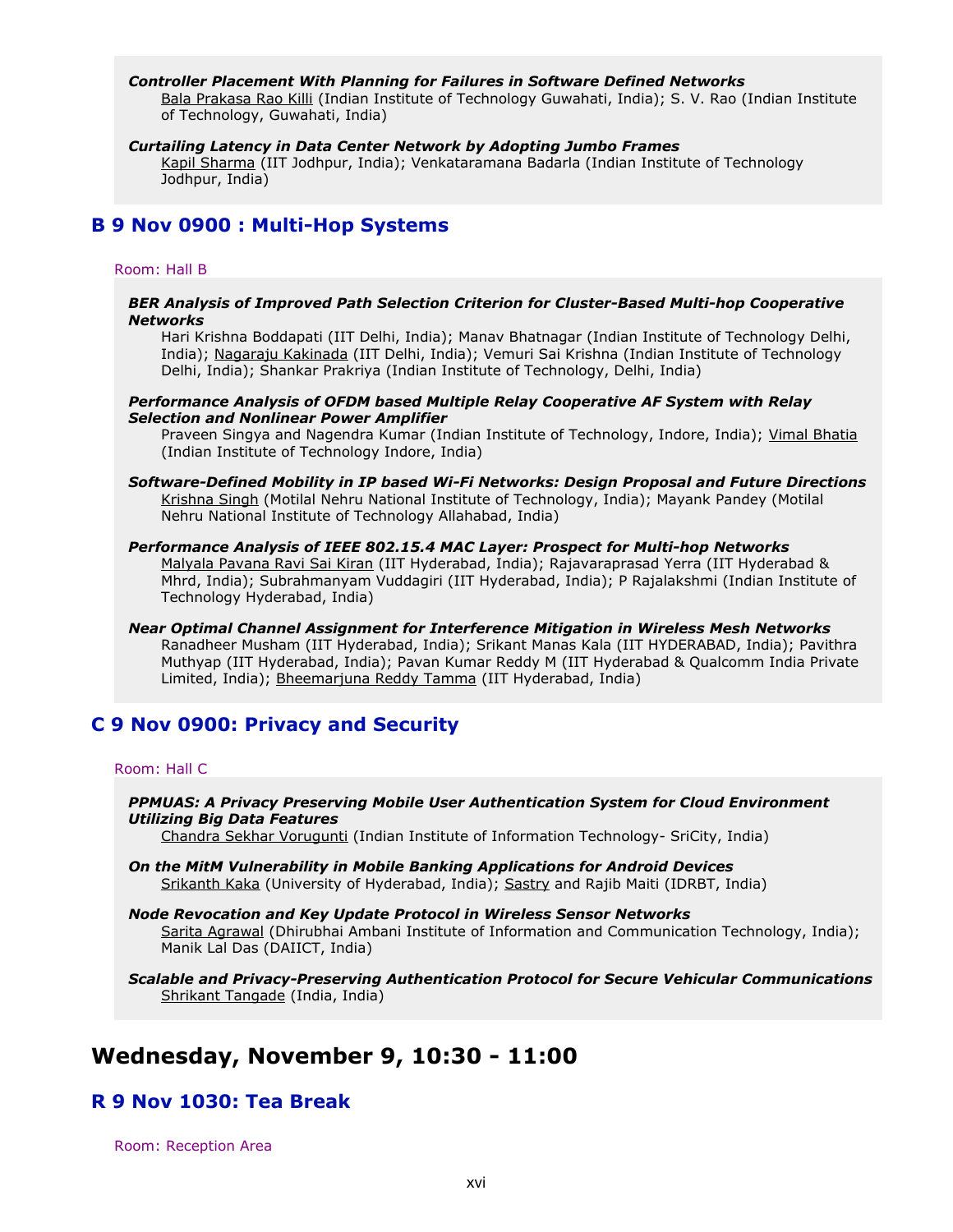***Controller Placement With Planning for Failures in Software Defined Networks***
Bala Prakasa Rao Killi (Indian Institute of Technology Guwahati, India); S. V. Rao (Indian Institute of Technology, Guwahati, India)

***Curtailing Latency in Data Center Network by Adopting Jumbo Frames***
Kapil Sharma (IIT Jodhpur, India); Venkataramana Badarla (Indian Institute of Technology Jodhpur, India)

## B 9 Nov 0900 : Multi-Hop Systems

Room: Hall B

***BER Analysis of Improved Path Selection Criterion for Cluster-Based Multi-hop Cooperative Networks***
Hari Krishna Boddapati (IIT Delhi, India); Manav Bhatnagar (Indian Institute of Technology Delhi, India); Nagaraju Kakinada (IIT Delhi, India); Vemuri Sai Krishna (Indian Institute of Technology Delhi, India); Shankar Prakriya (Indian Institute of Technology, Delhi, India)

***Performance Analysis of OFDM based Multiple Relay Cooperative AF System with Relay Selection and Nonlinear Power Amplifier***
Praveen Singya and Nagendra Kumar (Indian Institute of Technology, Indore, India); Vimal Bhatia (Indian Institute of Technology Indore, India)

***Software-Defined Mobility in IP based Wi-Fi Networks: Design Proposal and Future Directions***
Krishna Singh (Motilal Nehru National Institute of Technology, India); Mayank Pandey (Motilal Nehru National Institute of Technology Allahabad, India)

***Performance Analysis of IEEE 802.15.4 MAC Layer: Prospect for Multi-hop Networks***
Malyala Pavana Ravi Sai Kiran (IIT Hyderabad, India); Rajavaraprasad Yerra (IIT Hyderabad & Mhrd, India); Subrahmanyam Vuddagiri (IIT Hyderabad, India); P Rajalakshmi (Indian Institute of Technology Hyderabad, India)

***Near Optimal Channel Assignment for Interference Mitigation in Wireless Mesh Networks***
Ranadheer Musham (IIT Hyderabad, India); Srikant Manas Kala (IIT HYDERABAD, India); Pavithra Muthyap (IIT Hyderabad, India); Pavan Kumar Reddy M (IIT Hyderabad & Qualcomm India Private Limited, India); Bheemarjuna Reddy Tamma (IIT Hyderabad, India)

## C 9 Nov 0900: Privacy and Security

Room: Hall C

***PPMUAS: A Privacy Preserving Mobile User Authentication System for Cloud Environment Utilizing Big Data Features***
Chandra Sekhar Vorugunti (Indian Institute of Information Technology- SriCity, India)

***On the MitM Vulnerability in Mobile Banking Applications for Android Devices***
Srikanth Kaka (University of Hyderabad, India); Sastry and Rajib Maiti (IDRBT, India)

***Node Revocation and Key Update Protocol in Wireless Sensor Networks***
Sarita Agrawal (Dhirubhai Ambani Institute of Information and Communication Technology, India); Manik Lal Das (DAIICT, India)

***Scalable and Privacy-Preserving Authentication Protocol for Secure Vehicular Communications***
Shrikant Tangade (India, India)

# Wednesday, November 9, 10:30 - 11:00

## R 9 Nov 1030: Tea Break

Room: Reception Area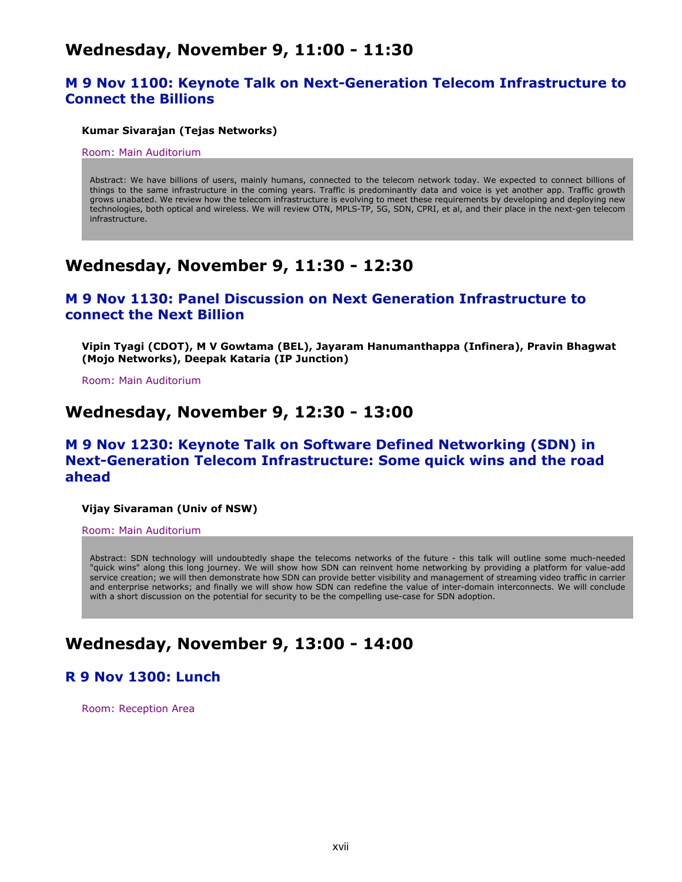## Wednesday, November 9, 11:00 - 11:30

### M 9 Nov 1100: Keynote Talk on Next-Generation Telecom Infrastructure to Connect the Billions

**Kumar Sivarajan (Tejas Networks)**

Room: Main Auditorium

Abstract: We have billions of users, mainly humans, connected to the telecom network today. We expected to connect billions of things to the same infrastructure in the coming years. Traffic is predominantly data and voice is yet another app. Traffic growth grows unabated. We review how the telecom infrastructure is evolving to meet these requirements by developing and deploying new technologies, both optical and wireless. We will review OTN, MPLS-TP, 5G, SDN, CPRI, et al, and their place in the next-gen telecom infrastructure.

## Wednesday, November 9, 11:30 - 12:30

### M 9 Nov 1130: Panel Discussion on Next Generation Infrastructure to connect the Next Billion

**Vipin Tyagi (CDOT), M V Gowtama (BEL), Jayaram Hanumanthappa (Infinera), Pravin Bhagwat (Mojo Networks), Deepak Kataria (IP Junction)**

Room: Main Auditorium

## Wednesday, November 9, 12:30 - 13:00

### M 9 Nov 1230: Keynote Talk on Software Defined Networking (SDN) in Next-Generation Telecom Infrastructure: Some quick wins and the road ahead

**Vijay Sivaraman (Univ of NSW)**

Room: Main Auditorium

Abstract: SDN technology will undoubtedly shape the telecoms networks of the future - this talk will outline some much-needed "quick wins" along this long journey. We will show how SDN can reinvent home networking by providing a platform for value-add service creation; we will then demonstrate how SDN can provide better visibility and management of streaming video traffic in carrier and enterprise networks; and finally we will show how SDN can redefine the value of inter-domain interconnects. We will conclude with a short discussion on the potential for security to be the compelling use-case for SDN adoption.

## Wednesday, November 9, 13:00 - 14:00

### R 9 Nov 1300: Lunch

Room: Reception Area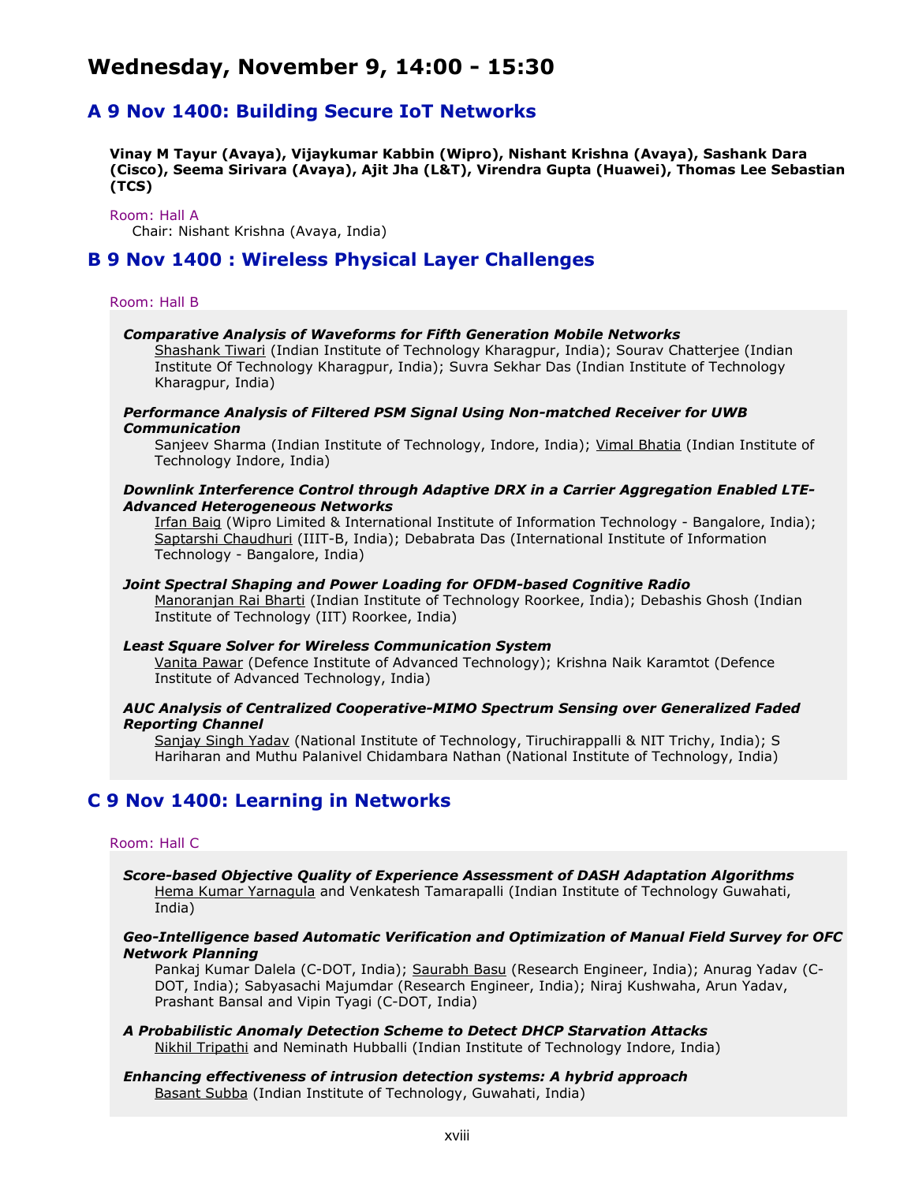# Wednesday, November 9, 14:00 - 15:30

## A 9 Nov 1400: Building Secure IoT Networks

**Vinay M Tayur (Avaya), Vijaykumar Kabbin (Wipro), Nishant Krishna (Avaya), Sashank Dara (Cisco), Seema Sirivara (Avaya), Ajit Jha (L&T), Virendra Gupta (Huawei), Thomas Lee Sebastian (TCS)**

Room: Hall A

Chair: Nishant Krishna (Avaya, India)

## B 9 Nov 1400 : Wireless Physical Layer Challenges

Room: Hall B

***Comparative Analysis of Waveforms for Fifth Generation Mobile Networks***
Shashank Tiwari (Indian Institute of Technology Kharagpur, India); Sourav Chatterjee (Indian Institute Of Technology Kharagpur, India); Suvra Sekhar Das (Indian Institute of Technology Kharagpur, India)

***Performance Analysis of Filtered PSM Signal Using Non-matched Receiver for UWB Communication***
Sanjeev Sharma (Indian Institute of Technology, Indore, India); Vimal Bhatia (Indian Institute of Technology Indore, India)

***Downlink Interference Control through Adaptive DRX in a Carrier Aggregation Enabled LTE-Advanced Heterogeneous Networks***
Irfan Baig (Wipro Limited & International Institute of Information Technology - Bangalore, India); Saptarshi Chaudhuri (IIIT-B, India); Debabrata Das (International Institute of Information Technology - Bangalore, India)

***Joint Spectral Shaping and Power Loading for OFDM-based Cognitive Radio***
Manoranjan Rai Bharti (Indian Institute of Technology Roorkee, India); Debashis Ghosh (Indian Institute of Technology (IIT) Roorkee, India)

***Least Square Solver for Wireless Communication System***
Vanita Pawar (Defence Institute of Advanced Technology); Krishna Naik Karamtot (Defence Institute of Advanced Technology, India)

***AUC Analysis of Centralized Cooperative-MIMO Spectrum Sensing over Generalized Faded Reporting Channel***
Sanjay Singh Yadav (National Institute of Technology, Tiruchirappalli & NIT Trichy, India); S Hariharan and Muthu Palanivel Chidambara Nathan (National Institute of Technology, India)

## C 9 Nov 1400: Learning in Networks

Room: Hall C

***Score-based Objective Quality of Experience Assessment of DASH Adaptation Algorithms***
Hema Kumar Yarnagula and Venkatesh Tamarapalli (Indian Institute of Technology Guwahati, India)

***Geo-Intelligence based Automatic Verification and Optimization of Manual Field Survey for OFC Network Planning***
Pankaj Kumar Dalela (C-DOT, India); Saurabh Basu (Research Engineer, India); Anurag Yadav (C-DOT, India); Sabyasachi Majumdar (Research Engineer, India); Niraj Kushwaha, Arun Yadav, Prashant Bansal and Vipin Tyagi (C-DOT, India)

***A Probabilistic Anomaly Detection Scheme to Detect DHCP Starvation Attacks***
Nikhil Tripathi and Neminath Hubballi (Indian Institute of Technology Indore, India)

***Enhancing effectiveness of intrusion detection systems: A hybrid approach***
Basant Subba (Indian Institute of Technology, Guwahati, India)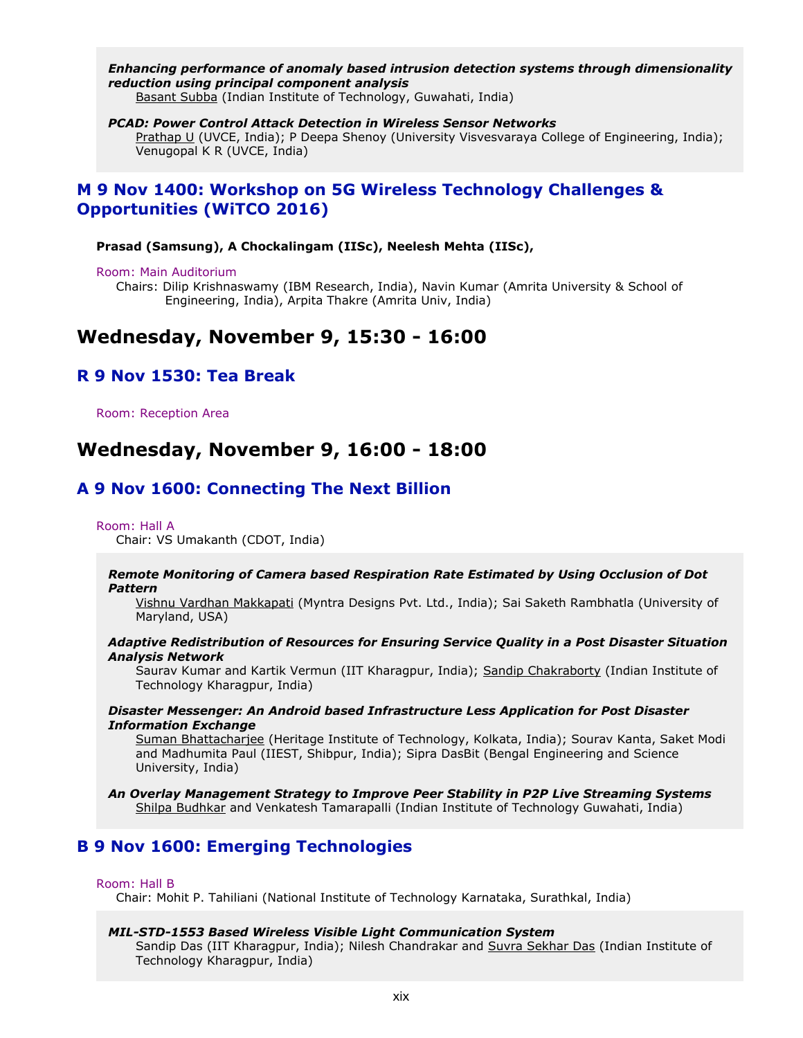***Enhancing performance of anomaly based intrusion detection systems through dimensionality reduction using principal component analysis***
Basant Subba (Indian Institute of Technology, Guwahati, India)

***PCAD: Power Control Attack Detection in Wireless Sensor Networks***
Prathap U (UVCE, India); P Deepa Shenoy (University Visvesvaraya College of Engineering, India); Venugopal K R (UVCE, India)

### M 9 Nov 1400: Workshop on 5G Wireless Technology Challenges & Opportunities (WiTCO 2016)

**Prasad (Samsung), A Chockalingam (IISc), Neelesh Mehta (IISc),**

Room: Main Auditorium
Chairs: Dilip Krishnaswamy (IBM Research, India), Navin Kumar (Amrita University & School of Engineering, India), Arpita Thakre (Amrita Univ, India)

## Wednesday, November 9, 15:30 - 16:00

### R 9 Nov 1530: Tea Break

Room: Reception Area

## Wednesday, November 9, 16:00 - 18:00

### A 9 Nov 1600: Connecting The Next Billion

Room: Hall A
Chair: VS Umakanth (CDOT, India)

***Remote Monitoring of Camera based Respiration Rate Estimated by Using Occlusion of Dot Pattern***
Vishnu Vardhan Makkapati (Myntra Designs Pvt. Ltd., India); Sai Saketh Rambhatla (University of Maryland, USA)

***Adaptive Redistribution of Resources for Ensuring Service Quality in a Post Disaster Situation Analysis Network***
Saurav Kumar and Kartik Vermun (IIT Kharagpur, India); Sandip Chakraborty (Indian Institute of Technology Kharagpur, India)

***Disaster Messenger: An Android based Infrastructure Less Application for Post Disaster Information Exchange***
Suman Bhattacharjee (Heritage Institute of Technology, Kolkata, India); Sourav Kanta, Saket Modi and Madhumita Paul (IIEST, Shibpur, India); Sipra DasBit (Bengal Engineering and Science University, India)

***An Overlay Management Strategy to Improve Peer Stability in P2P Live Streaming Systems***
Shilpa Budhkar and Venkatesh Tamarapalli (Indian Institute of Technology Guwahati, India)

### B 9 Nov 1600: Emerging Technologies

Room: Hall B
Chair: Mohit P. Tahiliani (National Institute of Technology Karnataka, Surathkal, India)

***MIL-STD-1553 Based Wireless Visible Light Communication System***
Sandip Das (IIT Kharagpur, India); Nilesh Chandrakar and Suvra Sekhar Das (Indian Institute of Technology Kharagpur, India)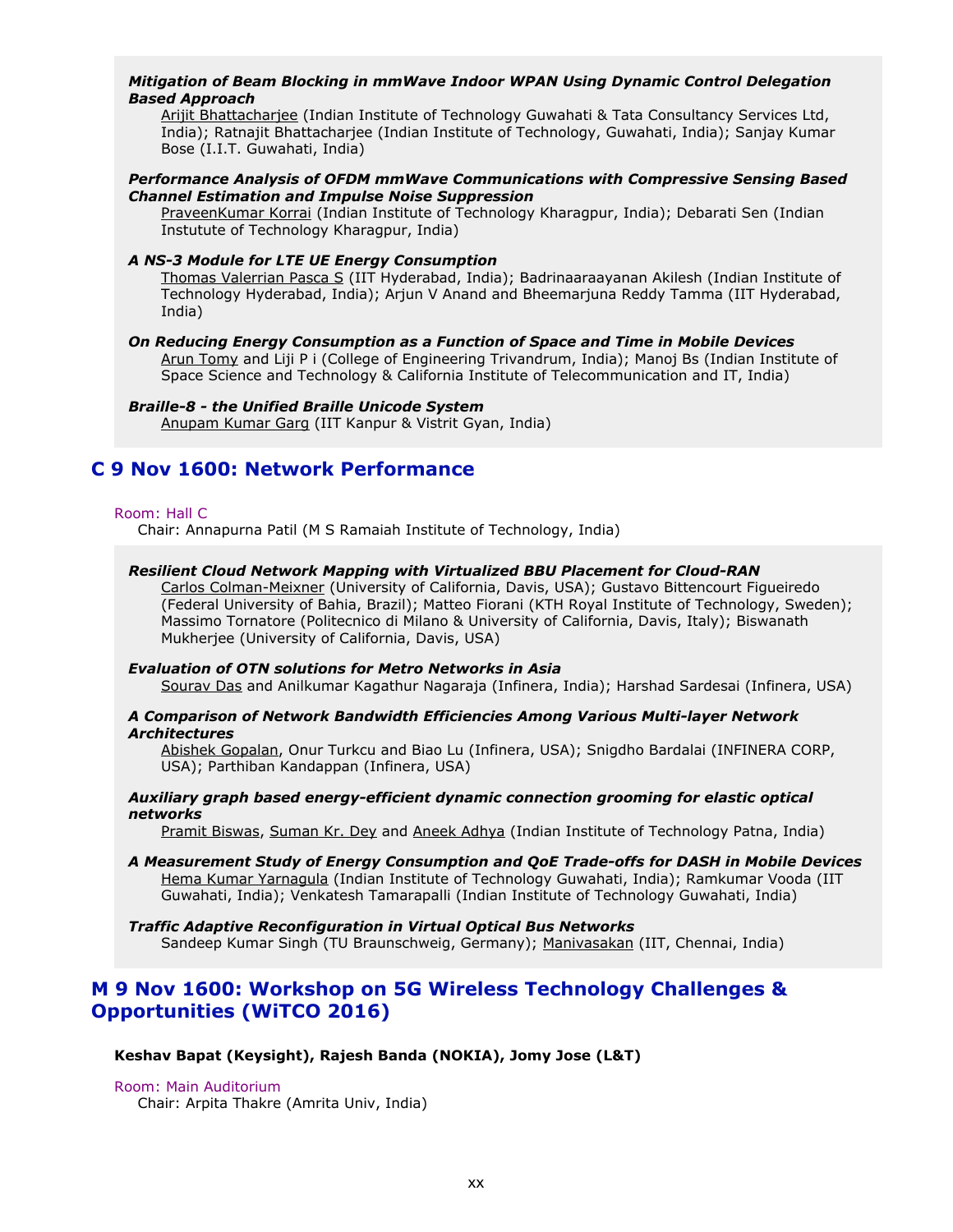***Mitigation of Beam Blocking in mmWave Indoor WPAN Using Dynamic Control Delegation Based Approach***
Arijit Bhattacharjee (Indian Institute of Technology Guwahati & Tata Consultancy Services Ltd, India); Ratnajit Bhattacharjee (Indian Institute of Technology, Guwahati, India); Sanjay Kumar Bose (I.I.T. Guwahati, India)

***Performance Analysis of OFDM mmWave Communications with Compressive Sensing Based Channel Estimation and Impulse Noise Suppression***
PraveenKumar Korrai (Indian Institute of Technology Kharagpur, India); Debarati Sen (Indian Instutute of Technology Kharagpur, India)

***A NS-3 Module for LTE UE Energy Consumption***
Thomas Valerrian Pasca S (IIT Hyderabad, India); Badrinaaraayanan Akilesh (Indian Institute of Technology Hyderabad, India); Arjun V Anand and Bheemarjuna Reddy Tamma (IIT Hyderabad, India)

***On Reducing Energy Consumption as a Function of Space and Time in Mobile Devices***
Arun Tomy and Liji P i (College of Engineering Trivandrum, India); Manoj Bs (Indian Institute of Space Science and Technology & California Institute of Telecommunication and IT, India)

***Braille-8 - the Unified Braille Unicode System***
Anupam Kumar Garg (IIT Kanpur & Vistrit Gyan, India)

## C 9 Nov 1600: Network Performance

Room: Hall C
Chair: Annapurna Patil (M S Ramaiah Institute of Technology, India)

***Resilient Cloud Network Mapping with Virtualized BBU Placement for Cloud-RAN***
Carlos Colman-Meixner (University of California, Davis, USA); Gustavo Bittencourt Figueiredo (Federal University of Bahia, Brazil); Matteo Fiorani (KTH Royal Institute of Technology, Sweden); Massimo Tornatore (Politecnico di Milano & University of California, Davis, Italy); Biswanath Mukherjee (University of California, Davis, USA)

***Evaluation of OTN solutions for Metro Networks in Asia***
Sourav Das and Anilkumar Kagathur Nagaraja (Infinera, India); Harshad Sardesai (Infinera, USA)

***A Comparison of Network Bandwidth Efficiencies Among Various Multi-layer Network Architectures***
Abishek Gopalan, Onur Turkcu and Biao Lu (Infinera, USA); Snigdho Bardalai (INFINERA CORP, USA); Parthiban Kandappan (Infinera, USA)

***Auxiliary graph based energy-efficient dynamic connection grooming for elastic optical networks***
Pramit Biswas, Suman Kr. Dey and Aneek Adhya (Indian Institute of Technology Patna, India)

***A Measurement Study of Energy Consumption and QoE Trade-offs for DASH in Mobile Devices***
Hema Kumar Yarnagula (Indian Institute of Technology Guwahati, India); Ramkumar Vooda (IIT Guwahati, India); Venkatesh Tamarapalli (Indian Institute of Technology Guwahati, India)

***Traffic Adaptive Reconfiguration in Virtual Optical Bus Networks***
Sandeep Kumar Singh (TU Braunschweig, Germany); Manivasakan (IIT, Chennai, India)

## M 9 Nov 1600: Workshop on 5G Wireless Technology Challenges & Opportunities (WiTCO 2016)

**Keshav Bapat (Keysight), Rajesh Banda (NOKIA), Jomy Jose (L&T)**

Room: Main Auditorium
Chair: Arpita Thakre (Amrita Univ, India)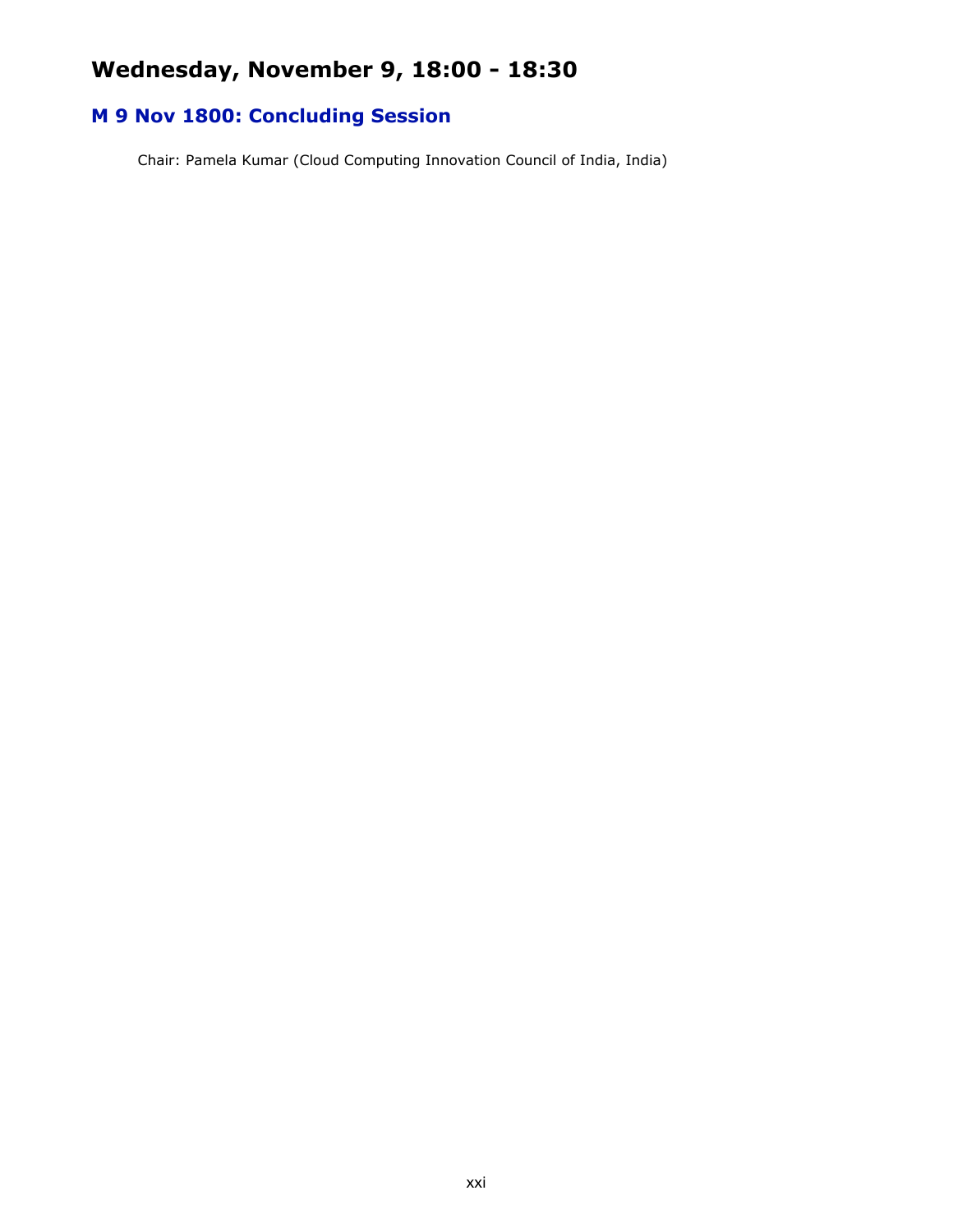# Wednesday, November 9, 18:00 - 18:30

## M 9 Nov 1800: Concluding Session

Chair: Pamela Kumar (Cloud Computing Innovation Council of India, India)